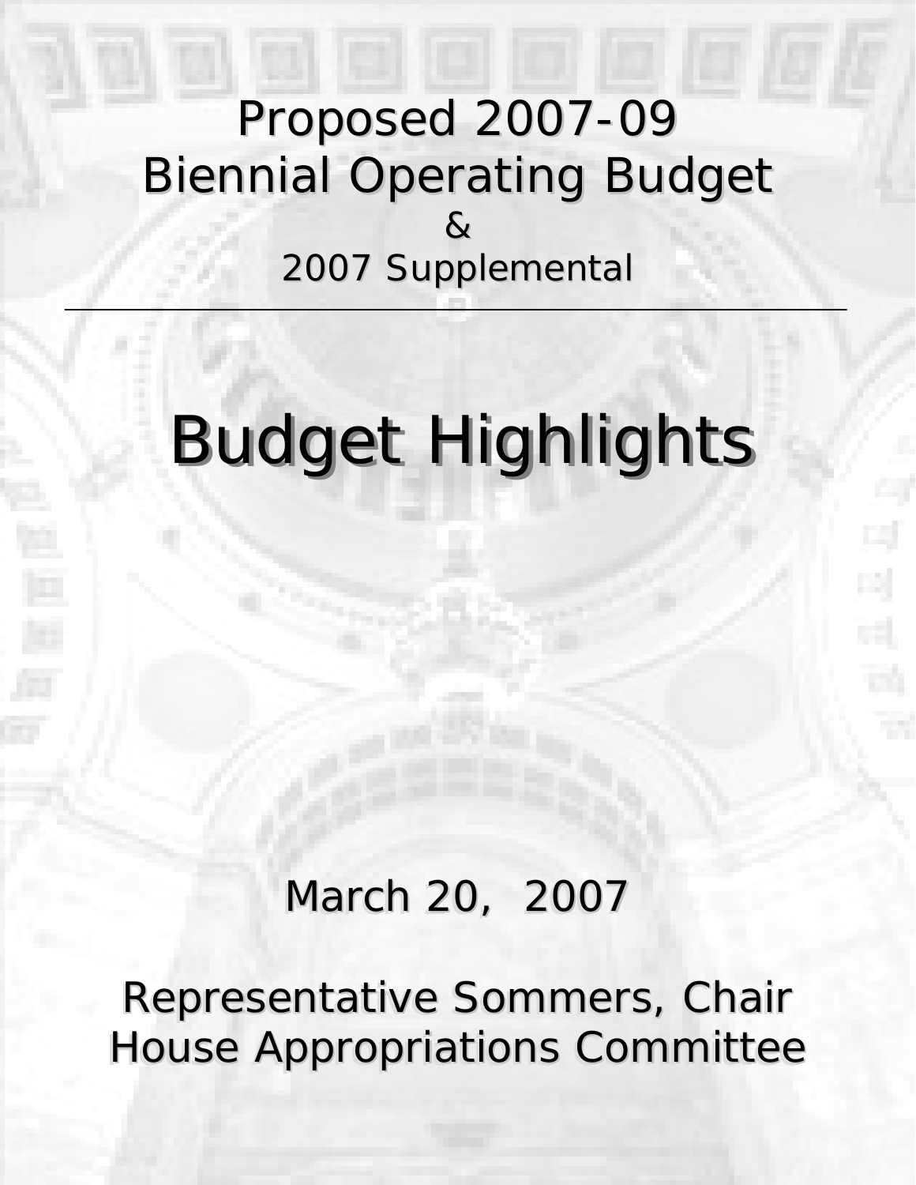# Proposed 2007-09 Biennial Operating Budget

&

2007 Supplemental

---

# Budget Highlights

March 20, 2007

Representative Sommers, Chair
House Appropriations Committee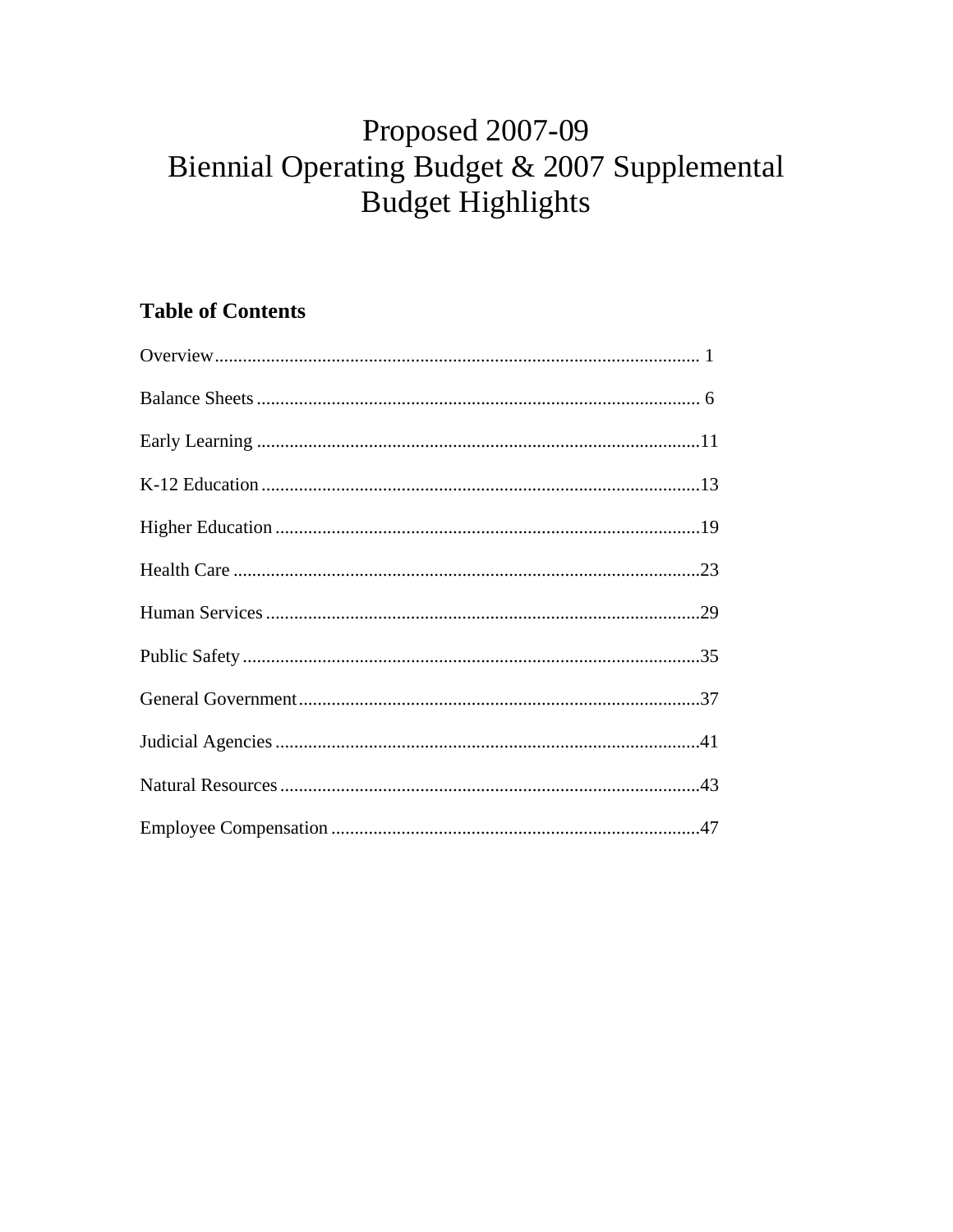# Proposed 2007-09
# Biennial Operating Budget & 2007 Supplemental Budget Highlights

## Table of Contents

Overview........................................................................................................ 1

Balance Sheets ............................................................................................... 6

Early Learning ...............................................................................................11

K-12 Education ..............................................................................................13

Higher Education ...........................................................................................19

Health Care ....................................................................................................23

Human Services .............................................................................................29

Public Safety ..................................................................................................35

General Government......................................................................................37

Judicial Agencies ...........................................................................................41

Natural Resources ..........................................................................................43

Employee Compensation ...............................................................................47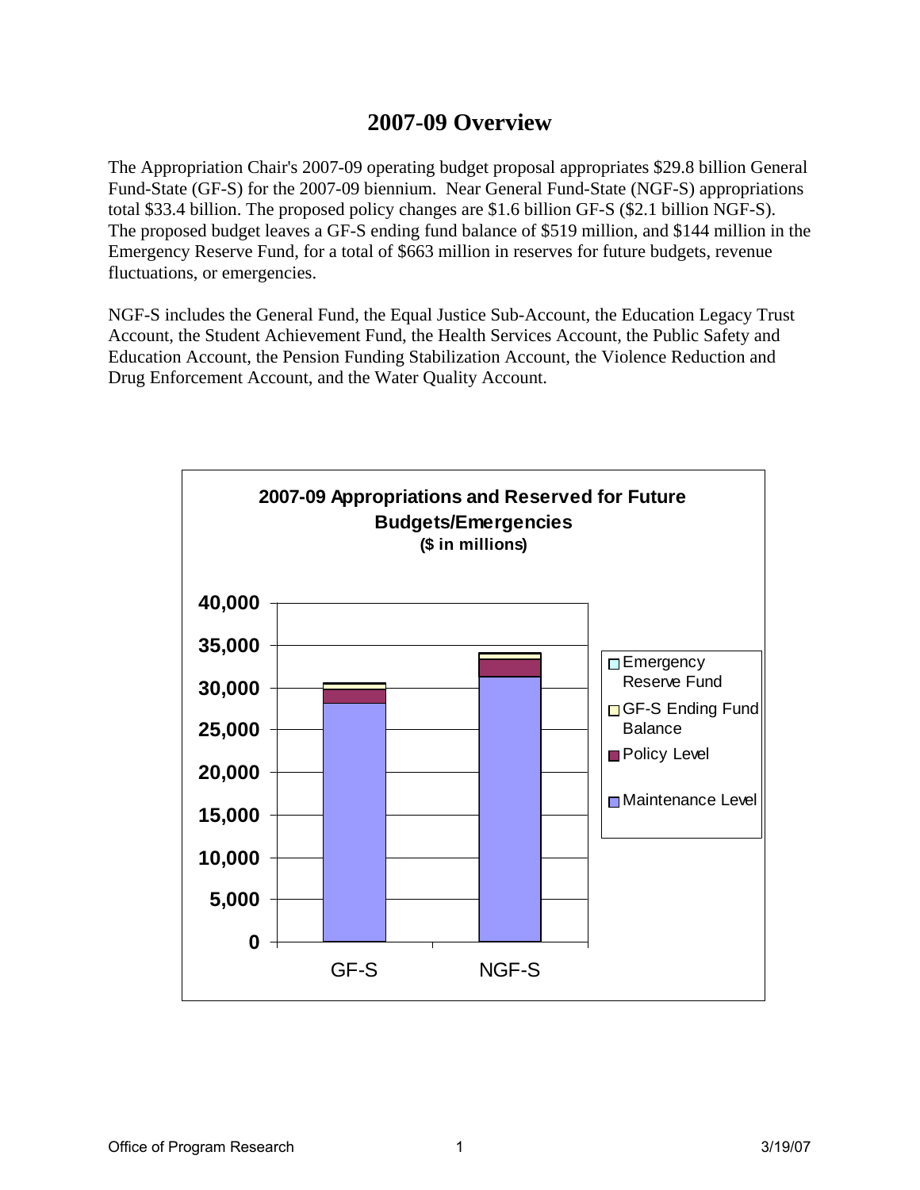# 2007-09 Overview

The Appropriation Chair's 2007-09 operating budget proposal appropriates $29.8 billion General Fund-State (GF-S) for the 2007-09 biennium. Near General Fund-State (NGF-S) appropriations total $33.4 billion. The proposed policy changes are $1.6 billion GF-S ($2.1 billion NGF-S). The proposed budget leaves a GF-S ending fund balance of $519 million, and $144 million in the Emergency Reserve Fund, for a total of $663 million in reserves for future budgets, revenue fluctuations, or emergencies.

NGF-S includes the General Fund, the Equal Justice Sub-Account, the Education Legacy Trust Account, the Student Achievement Fund, the Health Services Account, the Public Safety and Education Account, the Pension Funding Stabilization Account, the Violence Reduction and Drug Enforcement Account, and the Water Quality Account.

**2007-09 Appropriations and Reserved for Future Budgets/Emergencies**
**($ in millions)**

Chart: stacked bars for GF-S and NGF-S; y-axis 0 to 40,000. Legend: Emergency Reserve Fund; GF-S Ending Fund Balance; Policy Level; Maintenance Level.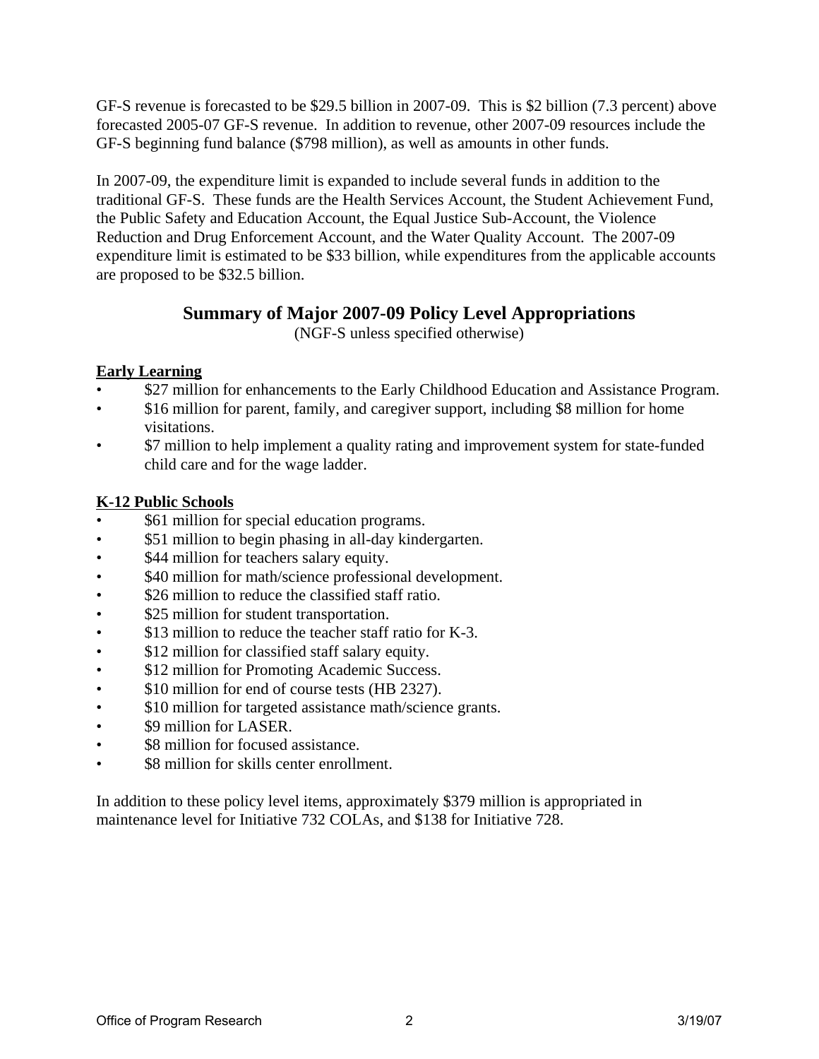GF-S revenue is forecasted to be $29.5 billion in 2007-09. This is $2 billion (7.3 percent) above forecasted 2005-07 GF-S revenue. In addition to revenue, other 2007-09 resources include the GF-S beginning fund balance ($798 million), as well as amounts in other funds.

In 2007-09, the expenditure limit is expanded to include several funds in addition to the traditional GF-S. These funds are the Health Services Account, the Student Achievement Fund, the Public Safety and Education Account, the Equal Justice Sub-Account, the Violence Reduction and Drug Enforcement Account, and the Water Quality Account. The 2007-09 expenditure limit is estimated to be $33 billion, while expenditures from the applicable accounts are proposed to be $32.5 billion.

## Summary of Major 2007-09 Policy Level Appropriations

(NGF-S unless specified otherwise)

**Early Learning**

- $27 million for enhancements to the Early Childhood Education and Assistance Program.
- $16 million for parent, family, and caregiver support, including $8 million for home visitations.
- $7 million to help implement a quality rating and improvement system for state-funded child care and for the wage ladder.

**K-12 Public Schools**

- $61 million for special education programs.
- $51 million to begin phasing in all-day kindergarten.
- $44 million for teachers salary equity.
- $40 million for math/science professional development.
- $26 million to reduce the classified staff ratio.
- $25 million for student transportation.
- $13 million to reduce the teacher staff ratio for K-3.
- $12 million for classified staff salary equity.
- $12 million for Promoting Academic Success.
- $10 million for end of course tests (HB 2327).
- $10 million for targeted assistance math/science grants.
- $9 million for LASER.
- $8 million for focused assistance.
- $8 million for skills center enrollment.

In addition to these policy level items, approximately $379 million is appropriated in maintenance level for Initiative 732 COLAs, and $138 for Initiative 728.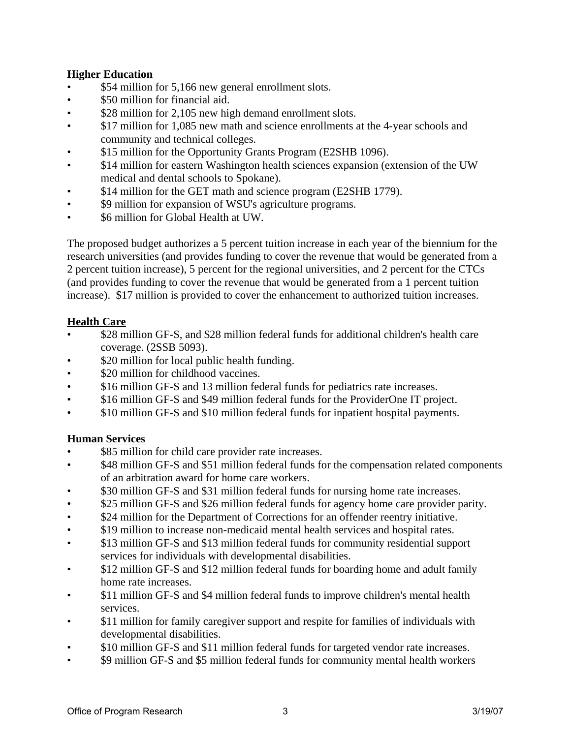**Higher Education**

- $54 million for 5,166 new general enrollment slots.
- $50 million for financial aid.
- $28 million for 2,105 new high demand enrollment slots.
- $17 million for 1,085 new math and science enrollments at the 4-year schools and community and technical colleges.
- $15 million for the Opportunity Grants Program (E2SHB 1096).
- $14 million for eastern Washington health sciences expansion (extension of the UW medical and dental schools to Spokane).
- $14 million for the GET math and science program (E2SHB 1779).
- $9 million for expansion of WSU's agriculture programs.
- $6 million for Global Health at UW.

The proposed budget authorizes a 5 percent tuition increase in each year of the biennium for the research universities (and provides funding to cover the revenue that would be generated from a 2 percent tuition increase), 5 percent for the regional universities, and 2 percent for the CTCs (and provides funding to cover the revenue that would be generated from a 1 percent tuition increase). $17 million is provided to cover the enhancement to authorized tuition increases.

**Health Care**

- $28 million GF-S, and $28 million federal funds for additional children's health care coverage. (2SSB 5093).
- $20 million for local public health funding.
- $20 million for childhood vaccines.
- $16 million GF-S and 13 million federal funds for pediatrics rate increases.
- $16 million GF-S and $49 million federal funds for the ProviderOne IT project.
- $10 million GF-S and $10 million federal funds for inpatient hospital payments.

**Human Services**

- $85 million for child care provider rate increases.
- $48 million GF-S and $51 million federal funds for the compensation related components of an arbitration award for home care workers.
- $30 million GF-S and $31 million federal funds for nursing home rate increases.
- $25 million GF-S and $26 million federal funds for agency home care provider parity.
- $24 million for the Department of Corrections for an offender reentry initiative.
- $19 million to increase non-medicaid mental health services and hospital rates.
- $13 million GF-S and $13 million federal funds for community residential support services for individuals with developmental disabilities.
- $12 million GF-S and $12 million federal funds for boarding home and adult family home rate increases.
- $11 million GF-S and $4 million federal funds to improve children's mental health services.
- $11 million for family caregiver support and respite for families of individuals with developmental disabilities.
- $10 million GF-S and $11 million federal funds for targeted vendor rate increases.
- $9 million GF-S and $5 million federal funds for community mental health workers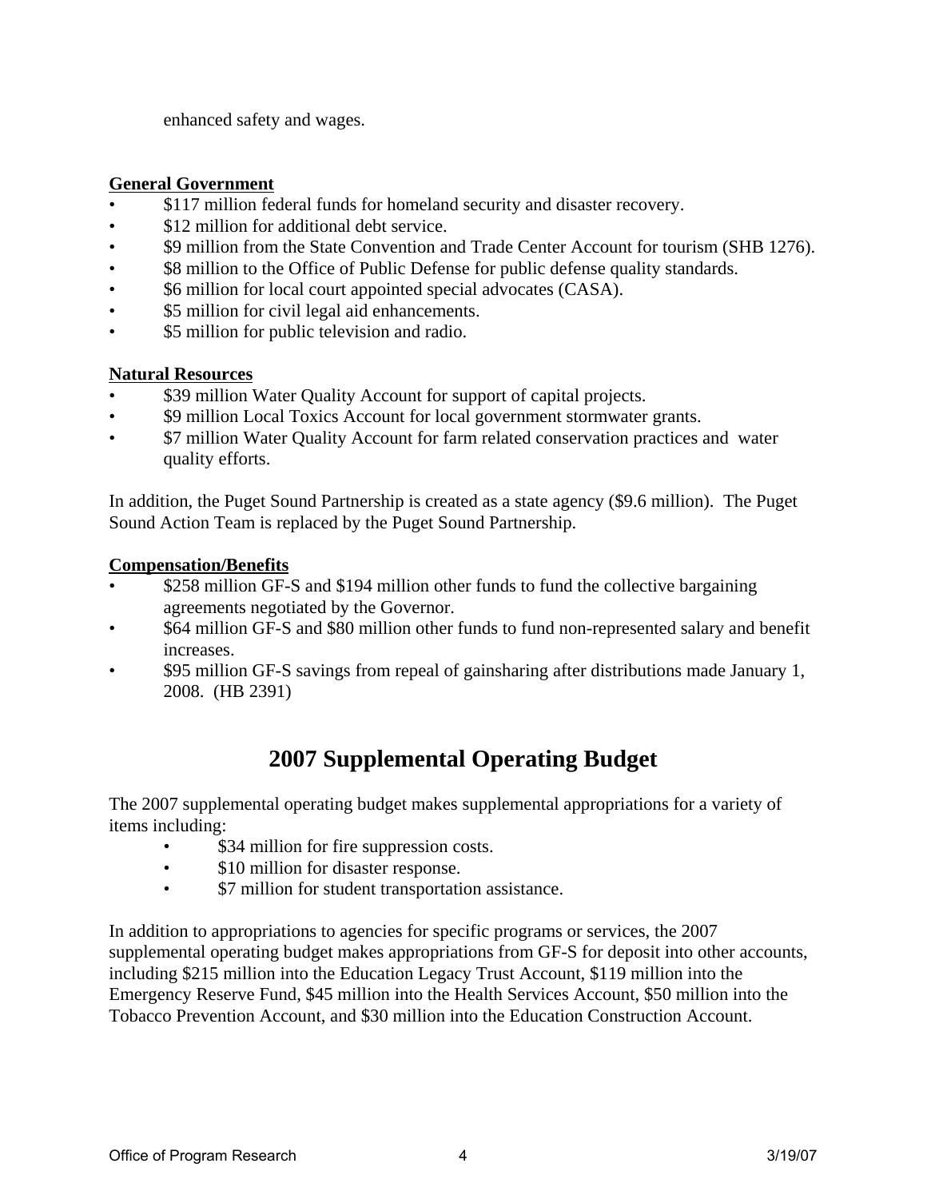enhanced safety and wages.

**General Government**

- $117 million federal funds for homeland security and disaster recovery.
- $12 million for additional debt service.
- $9 million from the State Convention and Trade Center Account for tourism (SHB 1276).
- $8 million to the Office of Public Defense for public defense quality standards.
- $6 million for local court appointed special advocates (CASA).
- $5 million for civil legal aid enhancements.
- $5 million for public television and radio.

**Natural Resources**

- $39 million Water Quality Account for support of capital projects.
- $9 million Local Toxics Account for local government stormwater grants.
- $7 million Water Quality Account for farm related conservation practices and water quality efforts.

In addition, the Puget Sound Partnership is created as a state agency ($9.6 million). The Puget Sound Action Team is replaced by the Puget Sound Partnership.

**Compensation/Benefits**

- $258 million GF-S and $194 million other funds to fund the collective bargaining agreements negotiated by the Governor.
- $64 million GF-S and $80 million other funds to fund non-represented salary and benefit increases.
- $95 million GF-S savings from repeal of gainsharing after distributions made January 1, 2008. (HB 2391)

# 2007 Supplemental Operating Budget

The 2007 supplemental operating budget makes supplemental appropriations for a variety of items including:

- $34 million for fire suppression costs.
- $10 million for disaster response.
- $7 million for student transportation assistance.

In addition to appropriations to agencies for specific programs or services, the 2007 supplemental operating budget makes appropriations from GF-S for deposit into other accounts, including $215 million into the Education Legacy Trust Account, $119 million into the Emergency Reserve Fund, $45 million into the Health Services Account, $50 million into the Tobacco Prevention Account, and $30 million into the Education Construction Account.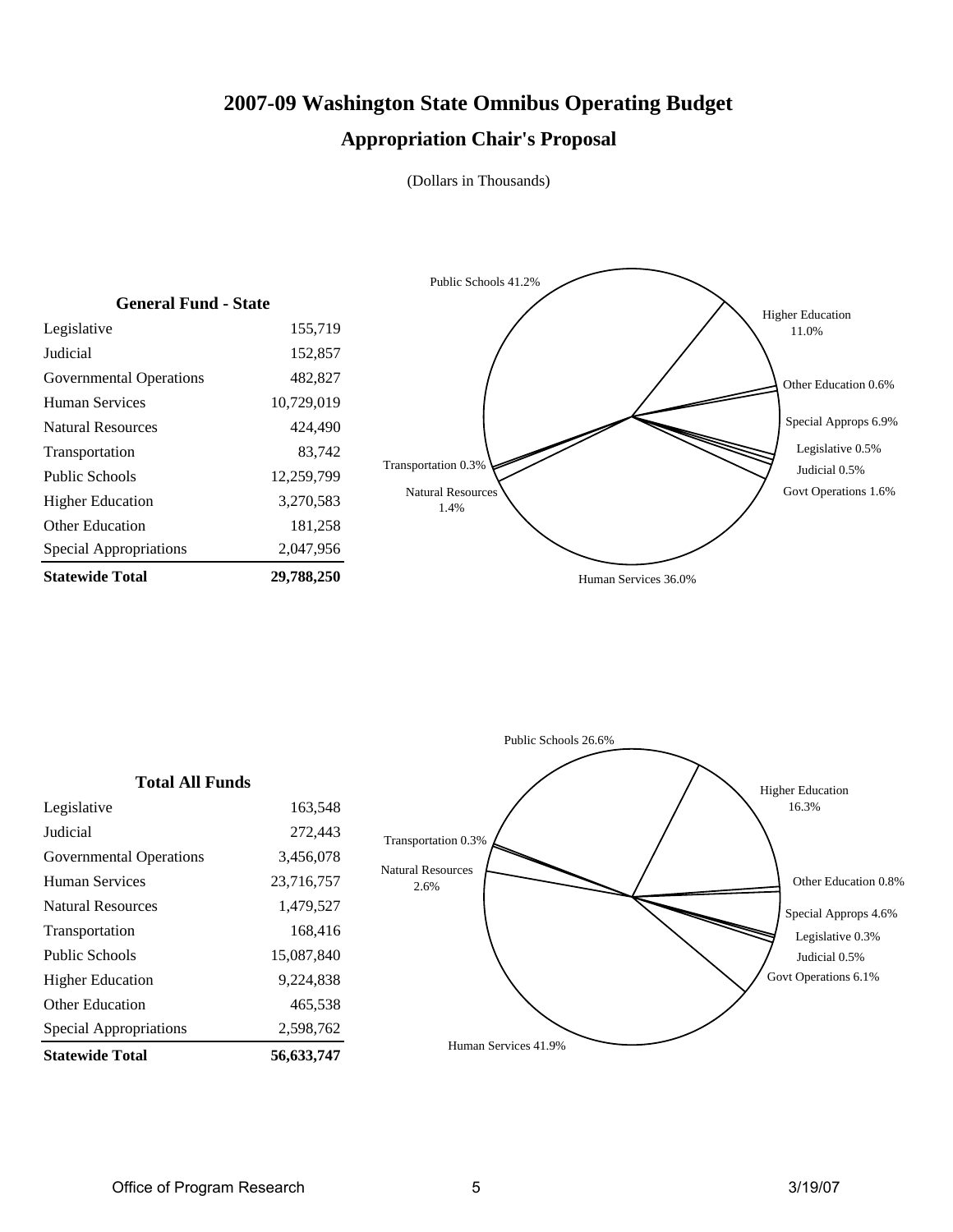# 2007-09 Washington State Omnibus Operating Budget

## Appropriation Chair's Proposal

(Dollars in Thousands)

| General Fund - State | |
|---|---|
| Legislative | 155,719 |
| Judicial | 152,857 |
| Governmental Operations | 482,827 |
| Human Services | 10,729,019 |
| Natural Resources | 424,490 |
| Transportation | 83,742 |
| Public Schools | 12,259,799 |
| Higher Education | 3,270,583 |
| Other Education | 181,258 |
| Special Appropriations | 2,047,956 |
| **Statewide Total** | **29,788,250** |

Public Schools 41.2%
Higher Education 11.0%
Other Education 0.6%
Special Approps 6.9%
Legislative 0.5%
Judicial 0.5%
Govt Operations 1.6%
Human Services 36.0%
Natural Resources 1.4%
Transportation 0.3%

| Total All Funds | |
|---|---|
| Legislative | 163,548 |
| Judicial | 272,443 |
| Governmental Operations | 3,456,078 |
| Human Services | 23,716,757 |
| Natural Resources | 1,479,527 |
| Transportation | 168,416 |
| Public Schools | 15,087,840 |
| Higher Education | 9,224,838 |
| Other Education | 465,538 |
| Special Appropriations | 2,598,762 |
| **Statewide Total** | **56,633,747** |

Public Schools 26.6%
Higher Education 16.3%
Other Education 0.8%
Special Approps 4.6%
Legislative 0.3%
Judicial 0.5%
Govt Operations 6.1%
Human Services 41.9%
Natural Resources 2.6%
Transportation 0.3%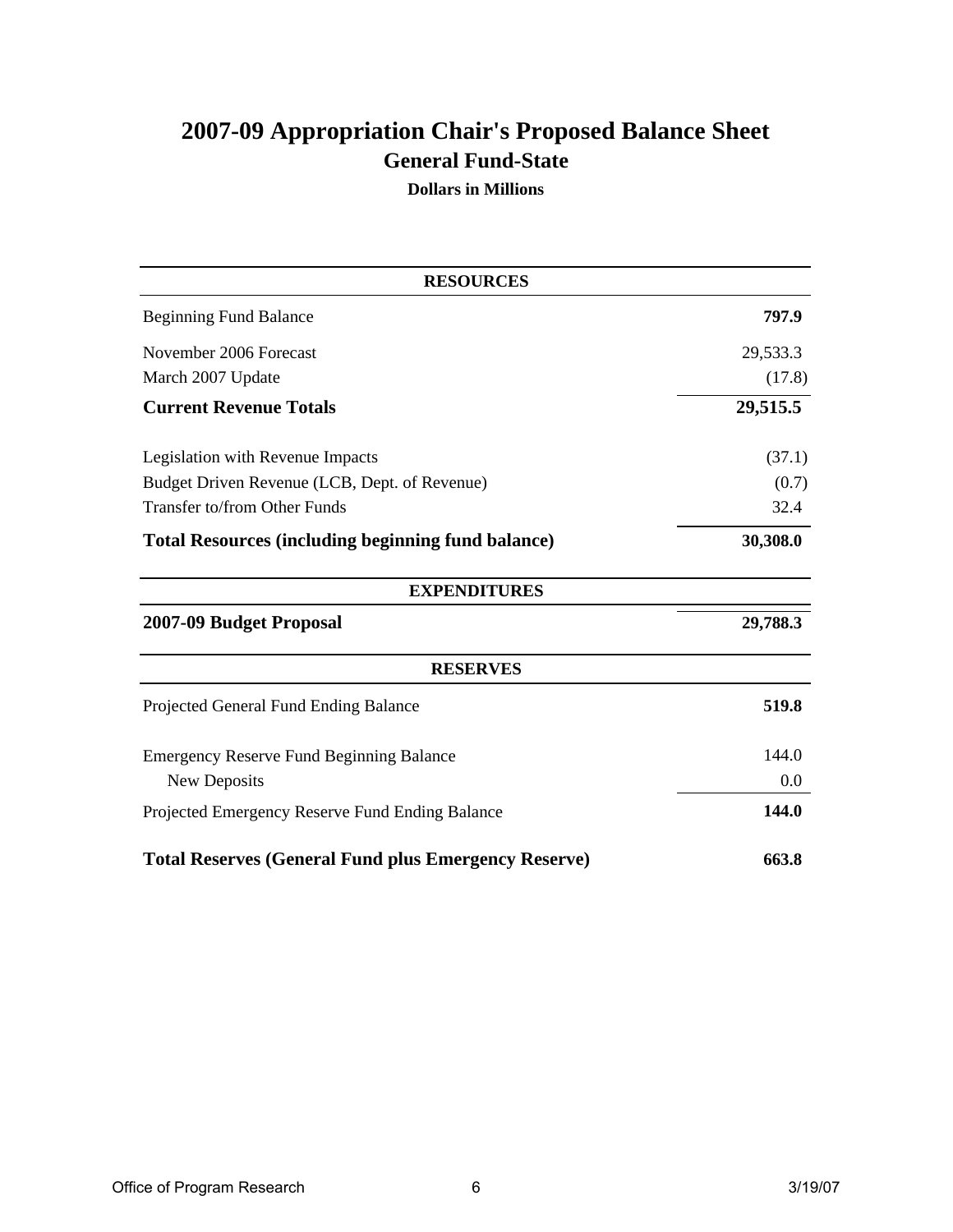# 2007-09 Appropriation Chair's Proposed Balance Sheet

## General Fund-State

**Dollars in Millions**

| RESOURCES | |
|---|---|
| Beginning Fund Balance | **797.9** |
| November 2006 Forecast | 29,533.3 |
| March 2007 Update | (17.8) |
| **Current Revenue Totals** | **29,515.5** |
| Legislation with Revenue Impacts | (37.1) |
| Budget Driven Revenue (LCB, Dept. of Revenue) | (0.7) |
| Transfer to/from Other Funds | 32.4 |
| **Total Resources (including beginning fund balance)** | **30,308.0** |
| **EXPENDITURES** | |
| **2007-09 Budget Proposal** | **29,788.3** |
| **RESERVES** | |
| Projected General Fund Ending Balance | **519.8** |
| Emergency Reserve Fund Beginning Balance | 144.0 |
| New Deposits | 0.0 |
| Projected Emergency Reserve Fund Ending Balance | **144.0** |
| **Total Reserves (General Fund plus Emergency Reserve)** | **663.8** |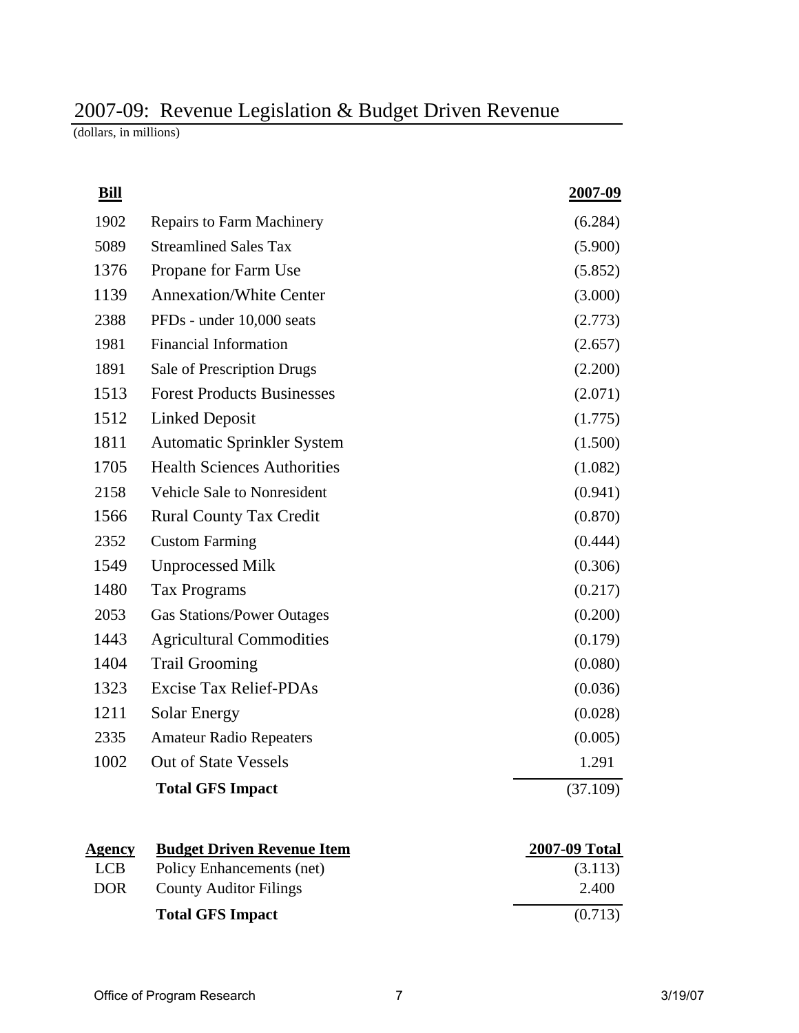## 2007-09: Revenue Legislation & Budget Driven Revenue

(dollars, in millions)

| Bill | | 2007-09 |
|---|---|---|
| 1902 | Repairs to Farm Machinery | (6.284) |
| 5089 | Streamlined Sales Tax | (5.900) |
| 1376 | Propane for Farm Use | (5.852) |
| 1139 | Annexation/White Center | (3.000) |
| 2388 | PFDs - under 10,000 seats | (2.773) |
| 1981 | Financial Information | (2.657) |
| 1891 | Sale of Prescription Drugs | (2.200) |
| 1513 | Forest Products Businesses | (2.071) |
| 1512 | Linked Deposit | (1.775) |
| 1811 | Automatic Sprinkler System | (1.500) |
| 1705 | Health Sciences Authorities | (1.082) |
| 2158 | Vehicle Sale to Nonresident | (0.941) |
| 1566 | Rural County Tax Credit | (0.870) |
| 2352 | Custom Farming | (0.444) |
| 1549 | Unprocessed Milk | (0.306) |
| 1480 | Tax Programs | (0.217) |
| 2053 | Gas Stations/Power Outages | (0.200) |
| 1443 | Agricultural Commodities | (0.179) |
| 1404 | Trail Grooming | (0.080) |
| 1323 | Excise Tax Relief-PDAs | (0.036) |
| 1211 | Solar Energy | (0.028) |
| 2335 | Amateur Radio Repeaters | (0.005) |
| 1002 | Out of State Vessels | 1.291 |
| | **Total GFS Impact** | (37.109) |

| Agency | Budget Driven Revenue Item | 2007-09 Total |
|---|---|---|
| LCB | Policy Enhancements (net) | (3.113) |
| DOR | County Auditor Filings | 2.400 |
| | **Total GFS Impact** | (0.713) |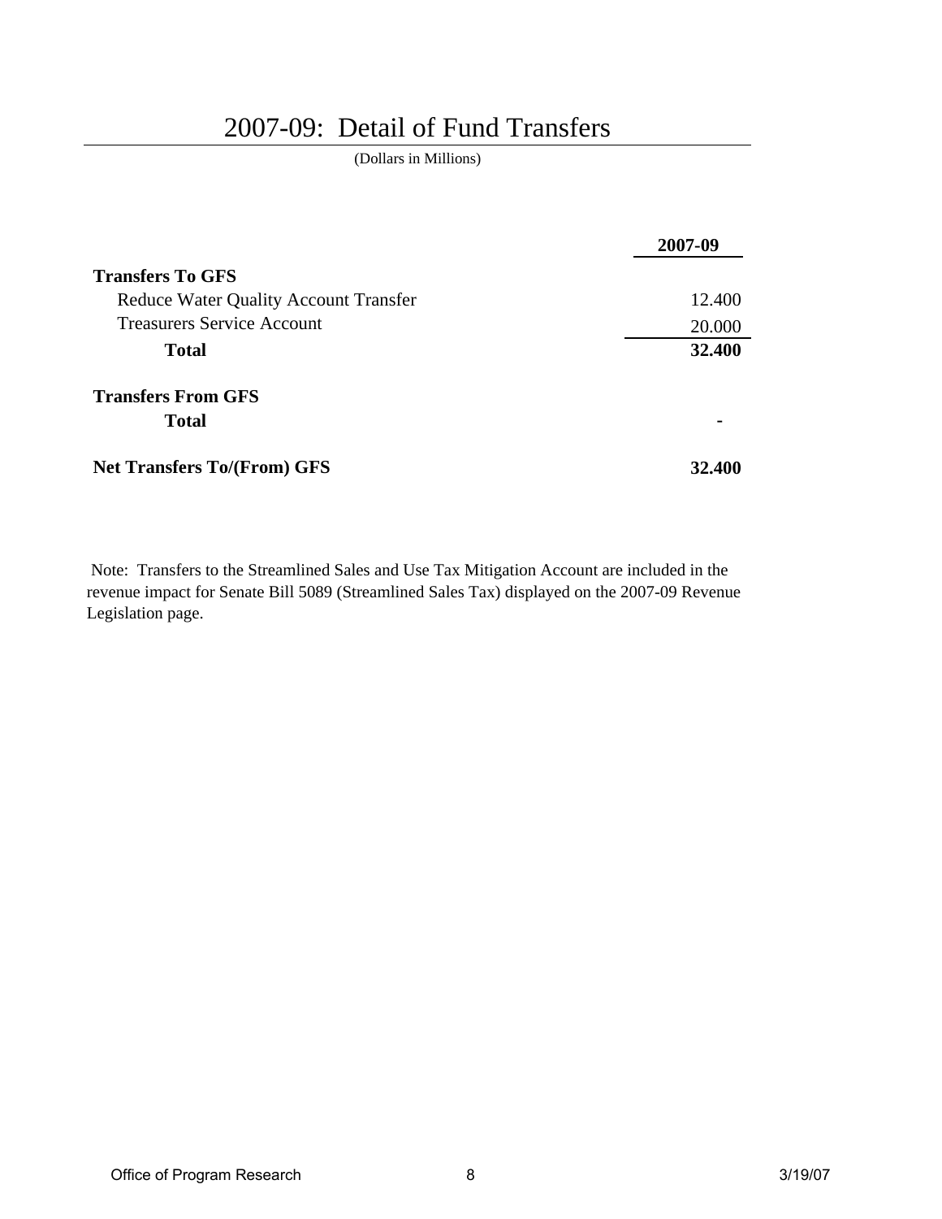# 2007-09: Detail of Fund Transfers

(Dollars in Millions)

| | 2007-09 |
|---|---|
| **Transfers To GFS** | |
| Reduce Water Quality Account Transfer | 12.400 |
| Treasurers Service Account | 20.000 |
| **Total** | **32.400** |
| **Transfers From GFS** | |
| **Total** | **-** |
| **Net Transfers To/(From) GFS** | **32.400** |

Note: Transfers to the Streamlined Sales and Use Tax Mitigation Account are included in the revenue impact for Senate Bill 5089 (Streamlined Sales Tax) displayed on the 2007-09 Revenue Legislation page.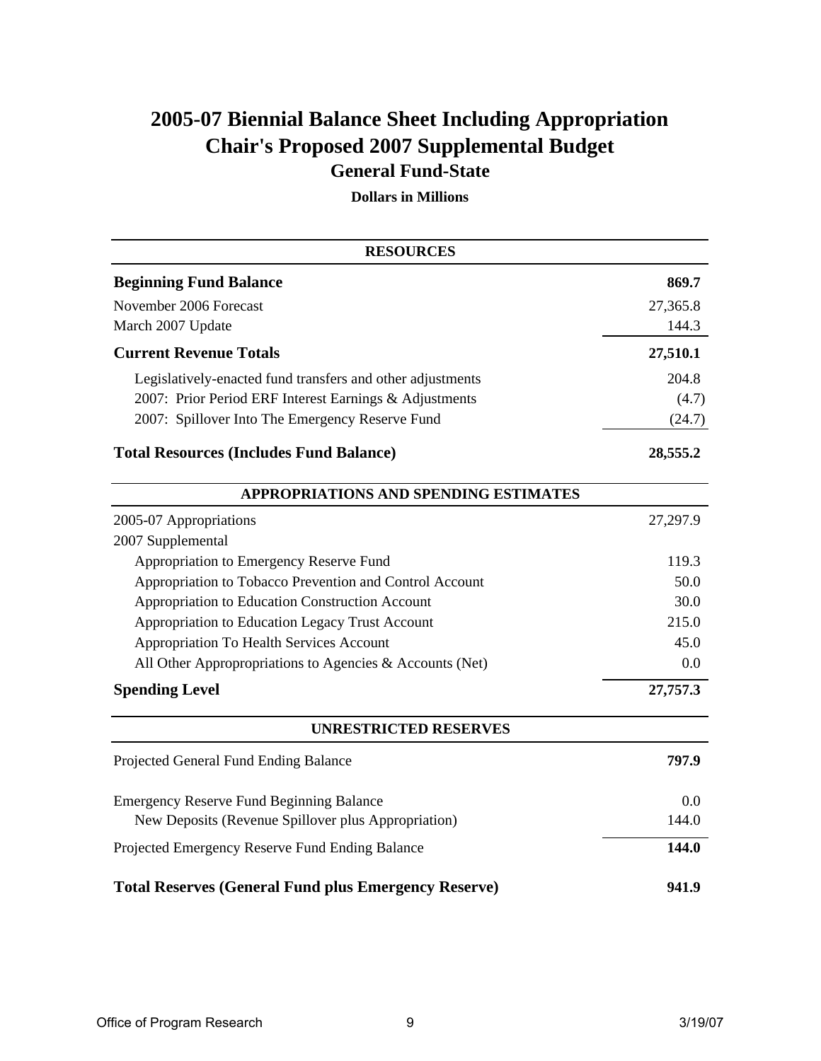# 2005-07 Biennial Balance Sheet Including Appropriation
# Chair's Proposed 2007 Supplemental Budget
## General Fund-State

**Dollars in Millions**

| RESOURCES | |
|---|---|
| **Beginning Fund Balance** | **869.7** |
| November 2006 Forecast | 27,365.8 |
| March 2007 Update | 144.3 |
| **Current Revenue Totals** | **27,510.1** |
| Legislatively-enacted fund transfers and other adjustments | 204.8 |
| 2007: Prior Period ERF Interest Earnings & Adjustments | (4.7) |
| 2007: Spillover Into The Emergency Reserve Fund | (24.7) |
| **Total Resources (Includes Fund Balance)** | **28,555.2** |

| APPROPRIATIONS AND SPENDING ESTIMATES | |
|---|---|
| 2005-07 Appropriations | 27,297.9 |
| 2007 Supplemental | |
| Appropriation to Emergency Reserve Fund | 119.3 |
| Appropriation to Tobacco Prevention and Control Account | 50.0 |
| Appropriation to Education Construction Account | 30.0 |
| Appropriation to Education Legacy Trust Account | 215.0 |
| Appropriation To Health Services Account | 45.0 |
| All Other Approppropriations to Agencies & Accounts (Net) | 0.0 |
| **Spending Level** | **27,757.3** |

| UNRESTRICTED RESERVES | |
|---|---|
| Projected General Fund Ending Balance | **797.9** |
| Emergency Reserve Fund Beginning Balance | 0.0 |
| New Deposits (Revenue Spillover plus Appropriation) | 144.0 |
| Projected Emergency Reserve Fund Ending Balance | **144.0** |
| **Total Reserves (General Fund plus Emergency Reserve)** | **941.9** |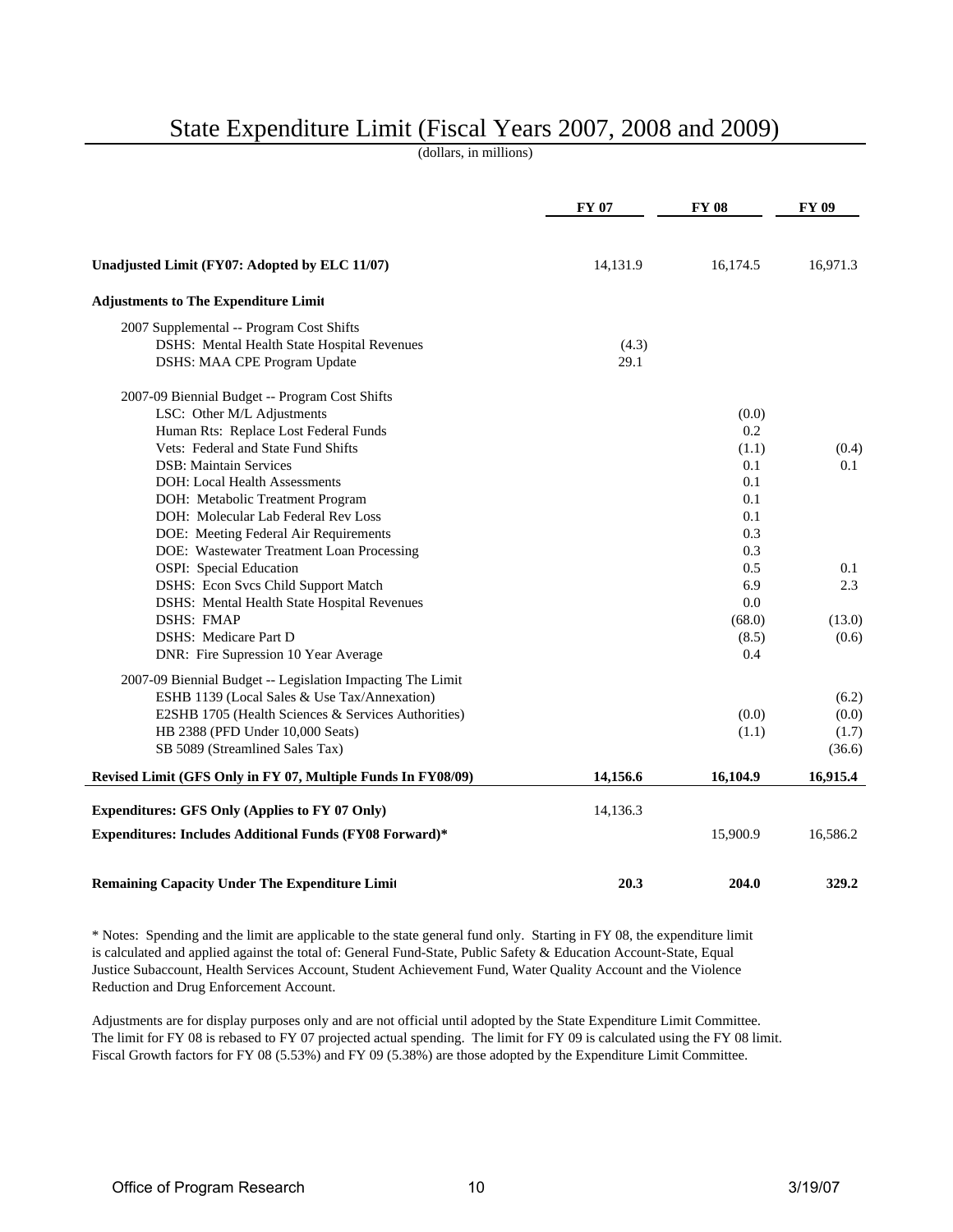# State Expenditure Limit (Fiscal Years 2007, 2008 and 2009)

(dollars, in millions)

| | FY 07 | FY 08 | FY 09 |
|---|---|---|---|
| **Unadjusted Limit (FY07: Adopted by ELC 11/07)** | 14,131.9 | 16,174.5 | 16,971.3 |
| **Adjustments to The Expenditure Limit** | | | |
| 2007 Supplemental -- Program Cost Shifts | | | |
| DSHS: Mental Health State Hospital Revenues | (4.3) | | |
| DSHS: MAA CPE Program Update | 29.1 | | |
| 2007-09 Biennial Budget -- Program Cost Shifts | | | |
| LSC: Other M/L Adjustments | | (0.0) | |
| Human Rts: Replace Lost Federal Funds | | 0.2 | |
| Vets: Federal and State Fund Shifts | | (1.1) | (0.4) |
| DSB: Maintain Services | | 0.1 | 0.1 |
| DOH: Local Health Assessments | | 0.1 | |
| DOH: Metabolic Treatment Program | | 0.1 | |
| DOH: Molecular Lab Federal Rev Loss | | 0.1 | |
| DOE: Meeting Federal Air Requirements | | 0.3 | |
| DOE: Wastewater Treatment Loan Processing | | 0.3 | |
| OSPI: Special Education | | 0.5 | 0.1 |
| DSHS: Econ Svcs Child Support Match | | 6.9 | 2.3 |
| DSHS: Mental Health State Hospital Revenues | | 0.0 | |
| DSHS: FMAP | | (68.0) | (13.0) |
| DSHS: Medicare Part D | | (8.5) | (0.6) |
| DNR: Fire Supression 10 Year Average | | 0.4 | |
| 2007-09 Biennial Budget -- Legislation Impacting The Limit | | | |
| ESHB 1139 (Local Sales & Use Tax/Annexation) | | | (6.2) |
| E2SHB 1705 (Health Sciences & Services Authorities) | | (0.0) | (0.0) |
| HB 2388 (PFD Under 10,000 Seats) | | (1.1) | (1.7) |
| SB 5089 (Streamlined Sales Tax) | | | (36.6) |
| **Revised Limit (GFS Only in FY 07, Multiple Funds In FY08/09)** | **14,156.6** | **16,104.9** | **16,915.4** |
| **Expenditures: GFS Only (Applies to FY 07 Only)** | 14,136.3 | | |
| **Expenditures: Includes Additional Funds (FY08 Forward)*** | | 15,900.9 | 16,586.2 |
| **Remaining Capacity Under The Expenditure Limit** | **20.3** | **204.0** | **329.2** |

* Notes: Spending and the limit are applicable to the state general fund only. Starting in FY 08, the expenditure limit is calculated and applied against the total of: General Fund-State, Public Safety & Education Account-State, Equal Justice Subaccount, Health Services Account, Student Achievement Fund, Water Quality Account and the Violence Reduction and Drug Enforcement Account.

Adjustments are for display purposes only and are not official until adopted by the State Expenditure Limit Committee. The limit for FY 08 is rebased to FY 07 projected actual spending. The limit for FY 09 is calculated using the FY 08 limit. Fiscal Growth factors for FY 08 (5.53%) and FY 09 (5.38%) are those adopted by the Expenditure Limit Committee.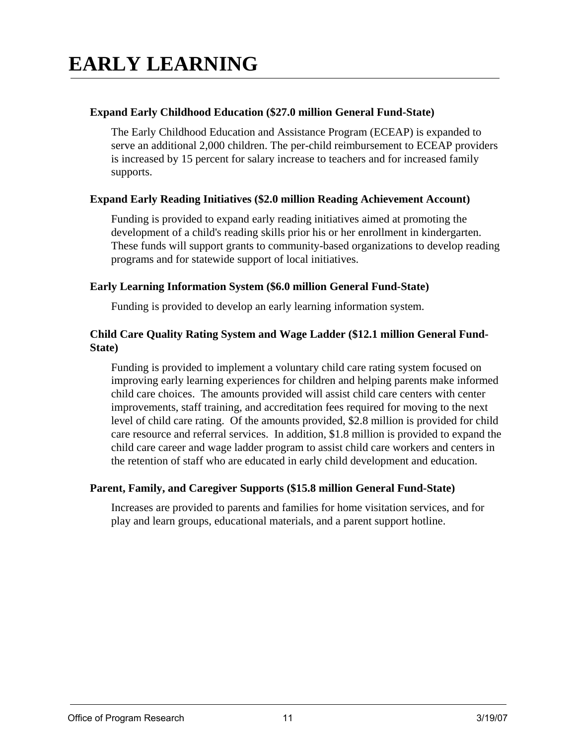# EARLY LEARNING

**Expand Early Childhood Education ($27.0 million General Fund-State)**

The Early Childhood Education and Assistance Program (ECEAP) is expanded to serve an additional 2,000 children. The per-child reimbursement to ECEAP providers is increased by 15 percent for salary increase to teachers and for increased family supports.

**Expand Early Reading Initiatives ($2.0 million Reading Achievement Account)**

Funding is provided to expand early reading initiatives aimed at promoting the development of a child's reading skills prior his or her enrollment in kindergarten. These funds will support grants to community-based organizations to develop reading programs and for statewide support of local initiatives.

**Early Learning Information System ($6.0 million General Fund-State)**

Funding is provided to develop an early learning information system.

**Child Care Quality Rating System and Wage Ladder ($12.1 million General Fund-State)**

Funding is provided to implement a voluntary child care rating system focused on improving early learning experiences for children and helping parents make informed child care choices. The amounts provided will assist child care centers with center improvements, staff training, and accreditation fees required for moving to the next level of child care rating. Of the amounts provided, $2.8 million is provided for child care resource and referral services. In addition, $1.8 million is provided to expand the child care career and wage ladder program to assist child care workers and centers in the retention of staff who are educated in early child development and education.

**Parent, Family, and Caregiver Supports ($15.8 million General Fund-State)**

Increases are provided to parents and families for home visitation services, and for play and learn groups, educational materials, and a parent support hotline.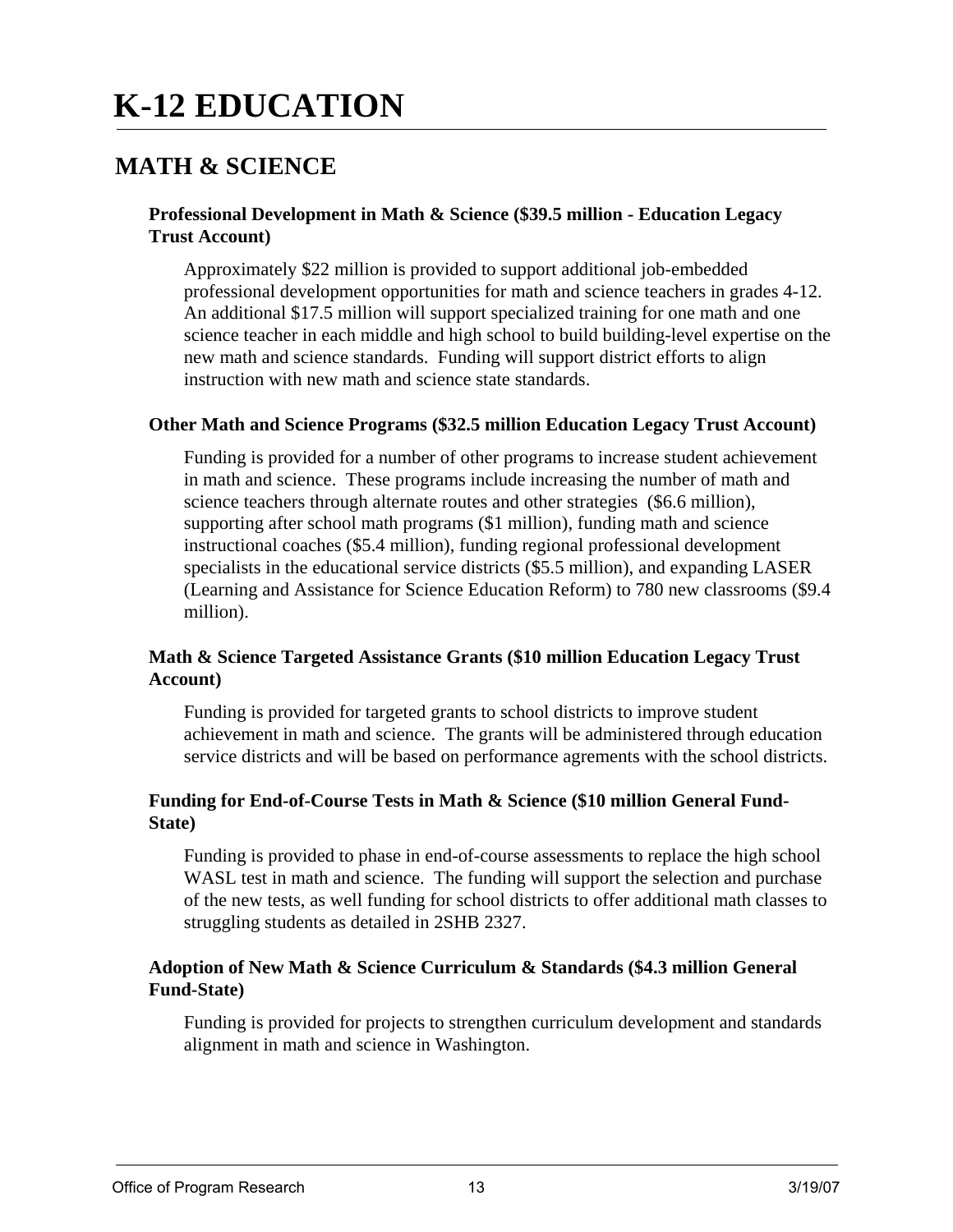# K-12 EDUCATION

## MATH & SCIENCE

### Professional Development in Math & Science ($39.5 million - Education Legacy Trust Account)

Approximately $22 million is provided to support additional job-embedded professional development opportunities for math and science teachers in grades 4-12. An additional $17.5 million will support specialized training for one math and one science teacher in each middle and high school to build building-level expertise on the new math and science standards. Funding will support district efforts to align instruction with new math and science state standards.

### Other Math and Science Programs ($32.5 million Education Legacy Trust Account)

Funding is provided for a number of other programs to increase student achievement in math and science. These programs include increasing the number of math and science teachers through alternate routes and other strategies ($6.6 million), supporting after school math programs ($1 million), funding math and science instructional coaches ($5.4 million), funding regional professional development specialists in the educational service districts ($5.5 million), and expanding LASER (Learning and Assistance for Science Education Reform) to 780 new classrooms ($9.4 million).

### Math & Science Targeted Assistance Grants ($10 million Education Legacy Trust Account)

Funding is provided for targeted grants to school districts to improve student achievement in math and science. The grants will be administered through education service districts and will be based on performance agrements with the school districts.

### Funding for End-of-Course Tests in Math & Science ($10 million General Fund-State)

Funding is provided to phase in end-of-course assessments to replace the high school WASL test in math and science. The funding will support the selection and purchase of the new tests, as well funding for school districts to offer additional math classes to struggling students as detailed in 2SHB 2327.

### Adoption of New Math & Science Curriculum & Standards ($4.3 million General Fund-State)

Funding is provided for projects to strengthen curriculum development and standards alignment in math and science in Washington.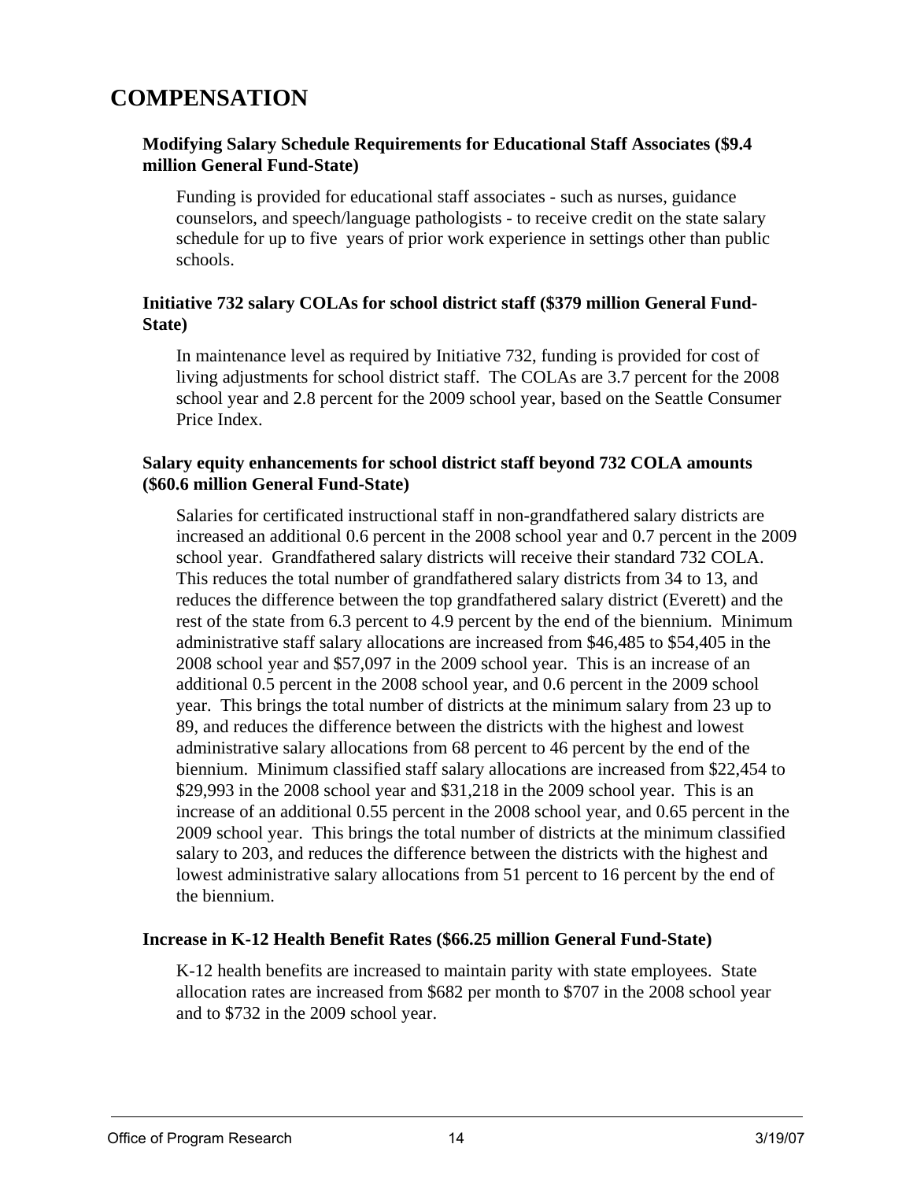# COMPENSATION

**Modifying Salary Schedule Requirements for Educational Staff Associates ($9.4 million General Fund-State)**

Funding is provided for educational staff associates - such as nurses, guidance counselors, and speech/language pathologists - to receive credit on the state salary schedule for up to five years of prior work experience in settings other than public schools.

**Initiative 732 salary COLAs for school district staff ($379 million General Fund-State)**

In maintenance level as required by Initiative 732, funding is provided for cost of living adjustments for school district staff. The COLAs are 3.7 percent for the 2008 school year and 2.8 percent for the 2009 school year, based on the Seattle Consumer Price Index.

**Salary equity enhancements for school district staff beyond 732 COLA amounts ($60.6 million General Fund-State)**

Salaries for certificated instructional staff in non-grandfathered salary districts are increased an additional 0.6 percent in the 2008 school year and 0.7 percent in the 2009 school year. Grandfathered salary districts will receive their standard 732 COLA. This reduces the total number of grandfathered salary districts from 34 to 13, and reduces the difference between the top grandfathered salary district (Everett) and the rest of the state from 6.3 percent to 4.9 percent by the end of the biennium. Minimum administrative staff salary allocations are increased from $46,485 to $54,405 in the 2008 school year and $57,097 in the 2009 school year. This is an increase of an additional 0.5 percent in the 2008 school year, and 0.6 percent in the 2009 school year. This brings the total number of districts at the minimum salary from 23 up to 89, and reduces the difference between the districts with the highest and lowest administrative salary allocations from 68 percent to 46 percent by the end of the biennium. Minimum classified staff salary allocations are increased from $22,454 to $29,993 in the 2008 school year and $31,218 in the 2009 school year. This is an increase of an additional 0.55 percent in the 2008 school year, and 0.65 percent in the 2009 school year. This brings the total number of districts at the minimum classified salary to 203, and reduces the difference between the districts with the highest and lowest administrative salary allocations from 51 percent to 16 percent by the end of the biennium.

**Increase in K-12 Health Benefit Rates ($66.25 million General Fund-State)**

K-12 health benefits are increased to maintain parity with state employees. State allocation rates are increased from $682 per month to $707 in the 2008 school year and to $732 in the 2009 school year.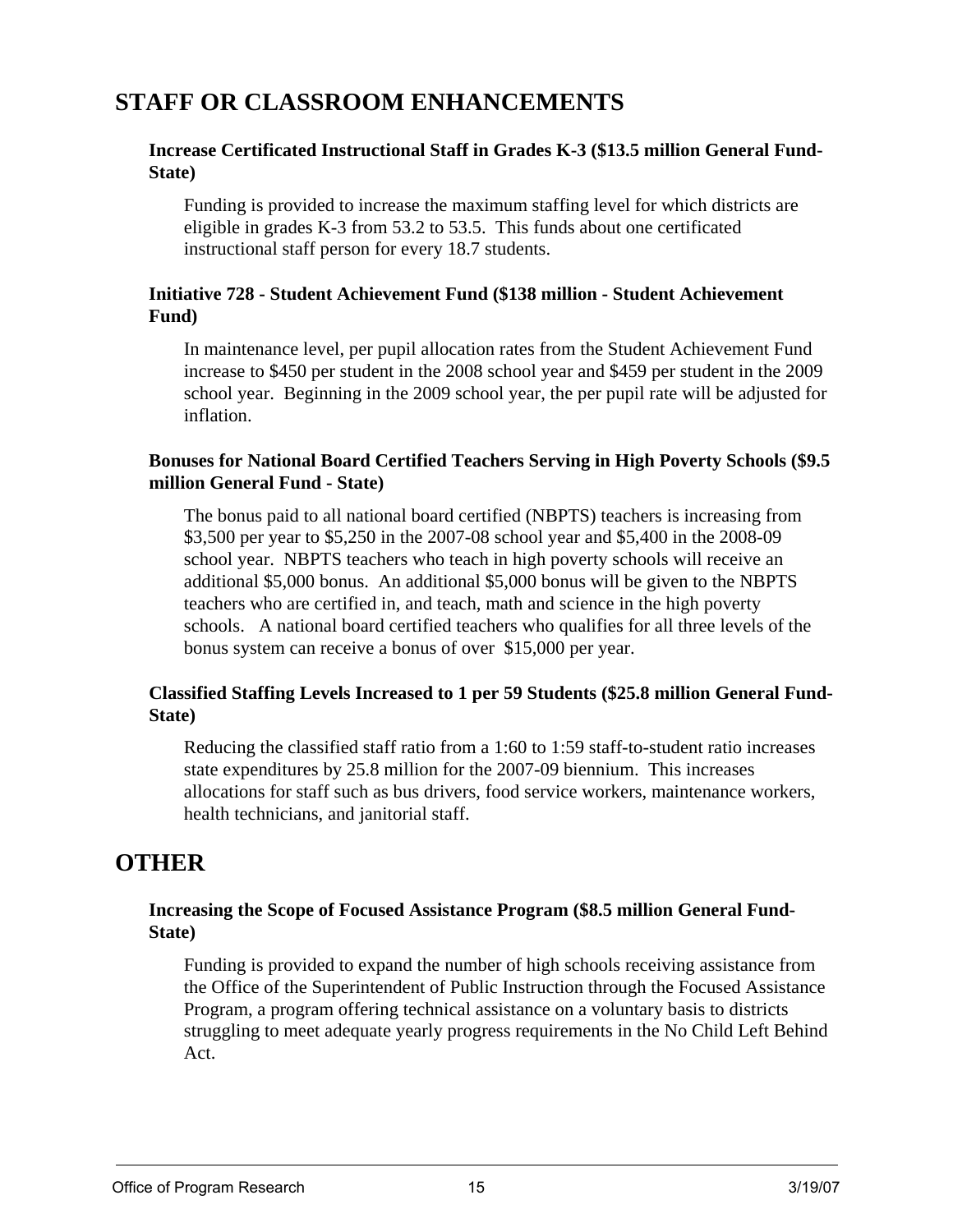## STAFF OR CLASSROOM ENHANCEMENTS

**Increase Certificated Instructional Staff in Grades K-3 ($13.5 million General Fund-State)**

Funding is provided to increase the maximum staffing level for which districts are eligible in grades K-3 from 53.2 to 53.5. This funds about one certificated instructional staff person for every 18.7 students.

**Initiative 728 - Student Achievement Fund ($138 million - Student Achievement Fund)**

In maintenance level, per pupil allocation rates from the Student Achievement Fund increase to $450 per student in the 2008 school year and $459 per student in the 2009 school year. Beginning in the 2009 school year, the per pupil rate will be adjusted for inflation.

**Bonuses for National Board Certified Teachers Serving in High Poverty Schools ($9.5 million General Fund - State)**

The bonus paid to all national board certified (NBPTS) teachers is increasing from $3,500 per year to $5,250 in the 2007-08 school year and $5,400 in the 2008-09 school year. NBPTS teachers who teach in high poverty schools will receive an additional $5,000 bonus. An additional $5,000 bonus will be given to the NBPTS teachers who are certified in, and teach, math and science in the high poverty schools. A national board certified teachers who qualifies for all three levels of the bonus system can receive a bonus of over $15,000 per year.

**Classified Staffing Levels Increased to 1 per 59 Students ($25.8 million General Fund-State)**

Reducing the classified staff ratio from a 1:60 to 1:59 staff-to-student ratio increases state expenditures by 25.8 million for the 2007-09 biennium. This increases allocations for staff such as bus drivers, food service workers, maintenance workers, health technicians, and janitorial staff.

## OTHER

**Increasing the Scope of Focused Assistance Program ($8.5 million General Fund-State)**

Funding is provided to expand the number of high schools receiving assistance from the Office of the Superintendent of Public Instruction through the Focused Assistance Program, a program offering technical assistance on a voluntary basis to districts struggling to meet adequate yearly progress requirements in the No Child Left Behind Act.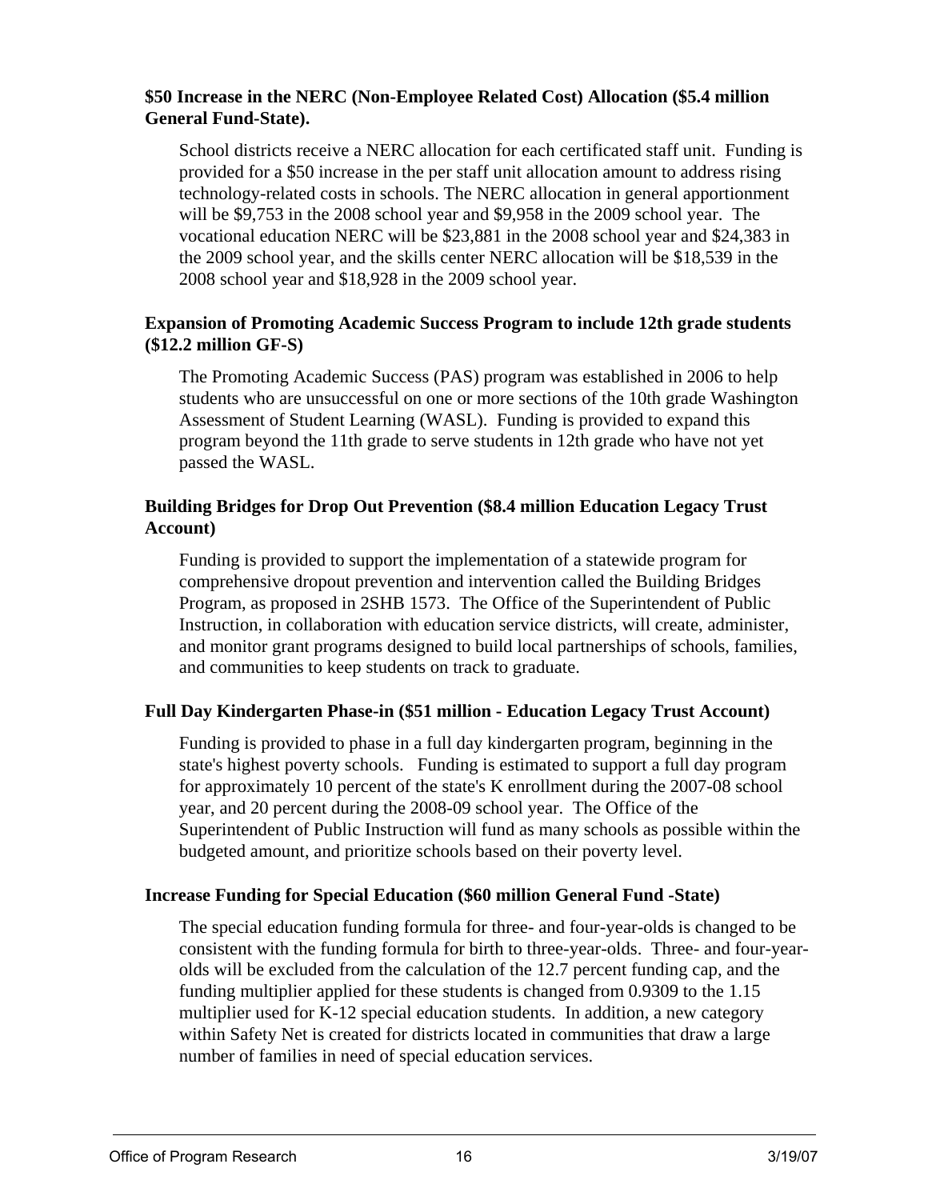**$50 Increase in the NERC (Non-Employee Related Cost) Allocation ($5.4 million General Fund-State).**

School districts receive a NERC allocation for each certificated staff unit. Funding is provided for a $50 increase in the per staff unit allocation amount to address rising technology-related costs in schools. The NERC allocation in general apportionment will be $9,753 in the 2008 school year and $9,958 in the 2009 school year. The vocational education NERC will be $23,881 in the 2008 school year and $24,383 in the 2009 school year, and the skills center NERC allocation will be $18,539 in the 2008 school year and $18,928 in the 2009 school year.

**Expansion of Promoting Academic Success Program to include 12th grade students ($12.2 million GF-S)**

The Promoting Academic Success (PAS) program was established in 2006 to help students who are unsuccessful on one or more sections of the 10th grade Washington Assessment of Student Learning (WASL). Funding is provided to expand this program beyond the 11th grade to serve students in 12th grade who have not yet passed the WASL.

**Building Bridges for Drop Out Prevention ($8.4 million Education Legacy Trust Account)**

Funding is provided to support the implementation of a statewide program for comprehensive dropout prevention and intervention called the Building Bridges Program, as proposed in 2SHB 1573. The Office of the Superintendent of Public Instruction, in collaboration with education service districts, will create, administer, and monitor grant programs designed to build local partnerships of schools, families, and communities to keep students on track to graduate.

**Full Day Kindergarten Phase-in ($51 million - Education Legacy Trust Account)**

Funding is provided to phase in a full day kindergarten program, beginning in the state's highest poverty schools. Funding is estimated to support a full day program for approximately 10 percent of the state's K enrollment during the 2007-08 school year, and 20 percent during the 2008-09 school year. The Office of the Superintendent of Public Instruction will fund as many schools as possible within the budgeted amount, and prioritize schools based on their poverty level.

**Increase Funding for Special Education ($60 million General Fund -State)**

The special education funding formula for three- and four-year-olds is changed to be consistent with the funding formula for birth to three-year-olds. Three- and four-year-olds will be excluded from the calculation of the 12.7 percent funding cap, and the funding multiplier applied for these students is changed from 0.9309 to the 1.15 multiplier used for K-12 special education students. In addition, a new category within Safety Net is created for districts located in communities that draw a large number of families in need of special education services.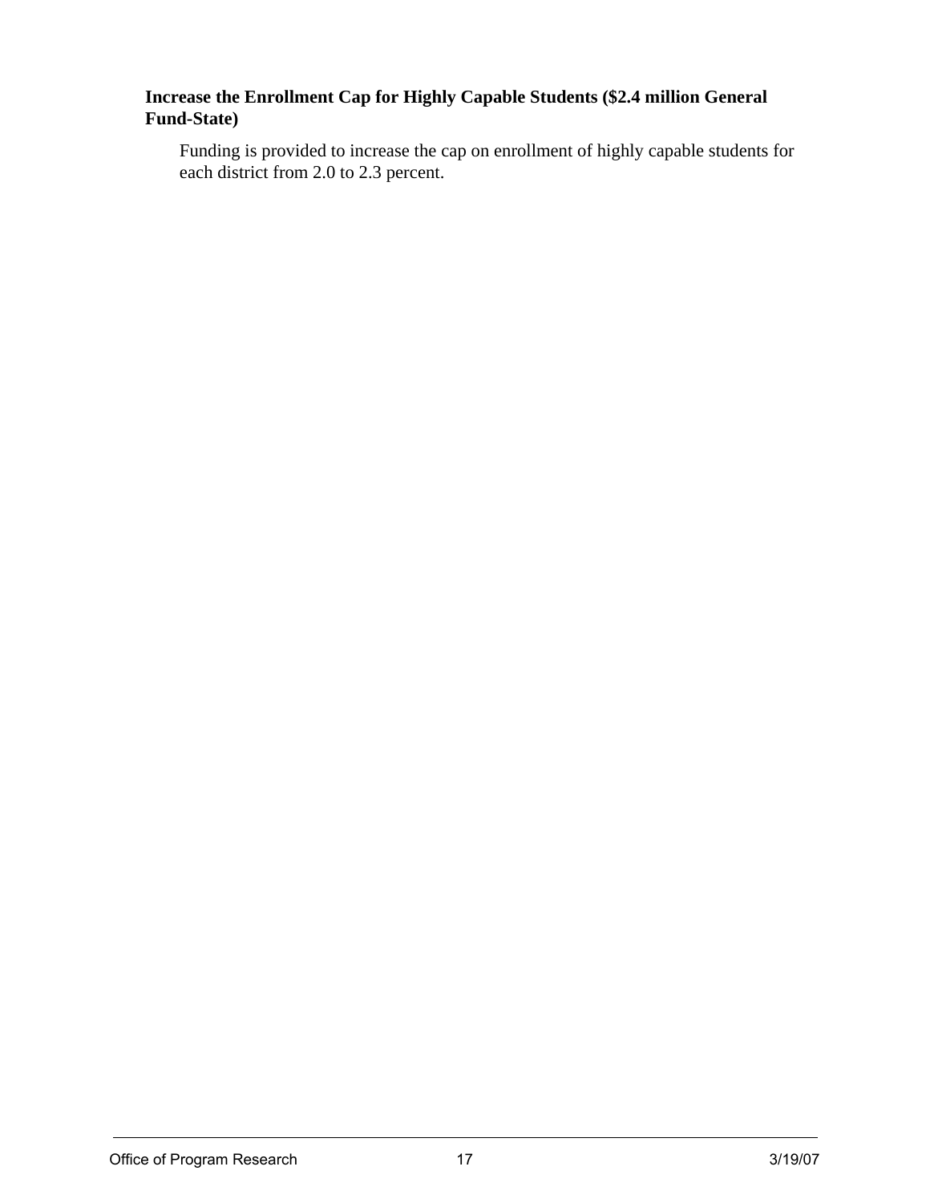**Increase the Enrollment Cap for Highly Capable Students ($2.4 million General Fund-State)**

Funding is provided to increase the cap on enrollment of highly capable students for each district from 2.0 to 2.3 percent.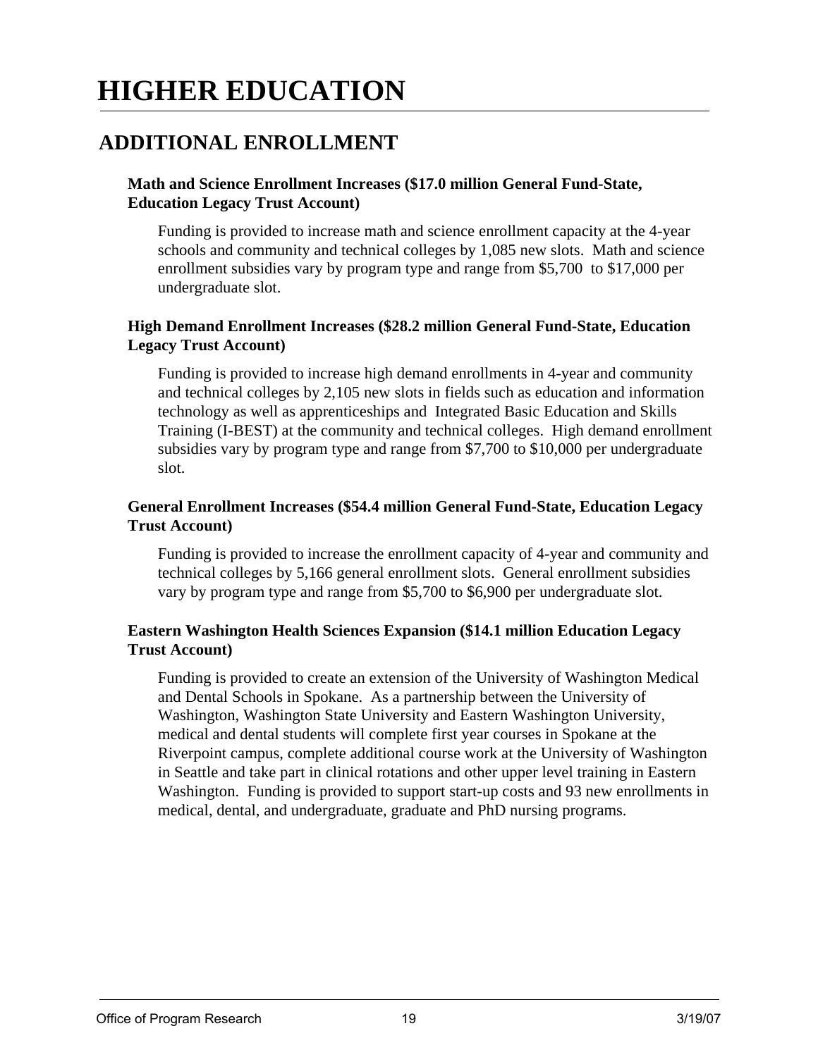# HIGHER EDUCATION

## ADDITIONAL ENROLLMENT

### Math and Science Enrollment Increases ($17.0 million General Fund-State, Education Legacy Trust Account)

Funding is provided to increase math and science enrollment capacity at the 4-year schools and community and technical colleges by 1,085 new slots. Math and science enrollment subsidies vary by program type and range from $5,700 to $17,000 per undergraduate slot.

### High Demand Enrollment Increases ($28.2 million General Fund-State, Education Legacy Trust Account)

Funding is provided to increase high demand enrollments in 4-year and community and technical colleges by 2,105 new slots in fields such as education and information technology as well as apprenticeships and Integrated Basic Education and Skills Training (I-BEST) at the community and technical colleges. High demand enrollment subsidies vary by program type and range from $7,700 to $10,000 per undergraduate slot.

### General Enrollment Increases ($54.4 million General Fund-State, Education Legacy Trust Account)

Funding is provided to increase the enrollment capacity of 4-year and community and technical colleges by 5,166 general enrollment slots. General enrollment subsidies vary by program type and range from $5,700 to $6,900 per undergraduate slot.

### Eastern Washington Health Sciences Expansion ($14.1 million Education Legacy Trust Account)

Funding is provided to create an extension of the University of Washington Medical and Dental Schools in Spokane. As a partnership between the University of Washington, Washington State University and Eastern Washington University, medical and dental students will complete first year courses in Spokane at the Riverpoint campus, complete additional course work at the University of Washington in Seattle and take part in clinical rotations and other upper level training in Eastern Washington. Funding is provided to support start-up costs and 93 new enrollments in medical, dental, and undergraduate, graduate and PhD nursing programs.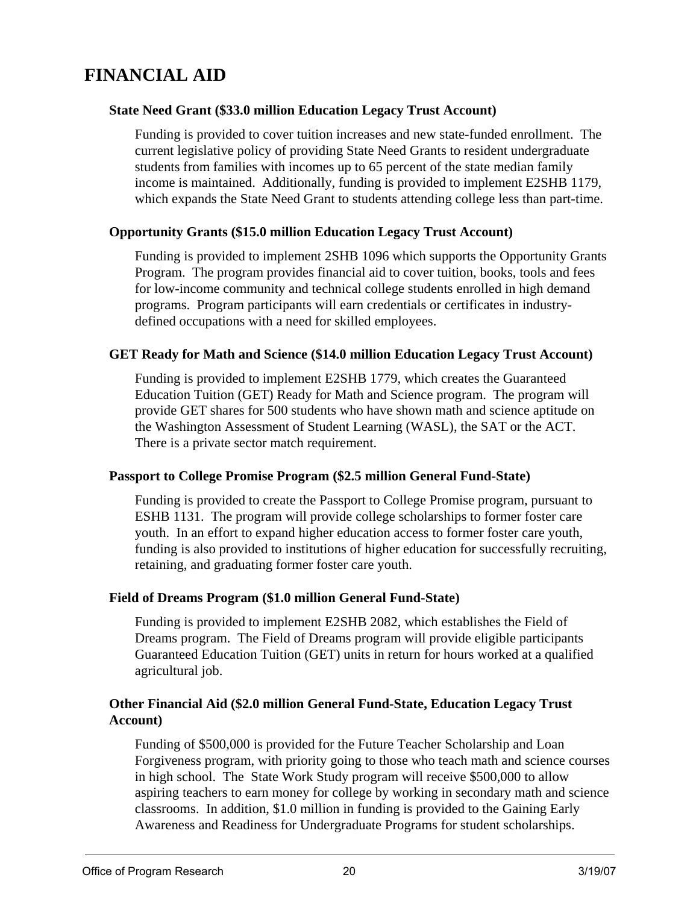# FINANCIAL AID

### State Need Grant ($33.0 million Education Legacy Trust Account)

Funding is provided to cover tuition increases and new state-funded enrollment. The current legislative policy of providing State Need Grants to resident undergraduate students from families with incomes up to 65 percent of the state median family income is maintained. Additionally, funding is provided to implement E2SHB 1179, which expands the State Need Grant to students attending college less than part-time.

### Opportunity Grants ($15.0 million Education Legacy Trust Account)

Funding is provided to implement 2SHB 1096 which supports the Opportunity Grants Program. The program provides financial aid to cover tuition, books, tools and fees for low-income community and technical college students enrolled in high demand programs. Program participants will earn credentials or certificates in industry-defined occupations with a need for skilled employees.

### GET Ready for Math and Science ($14.0 million Education Legacy Trust Account)

Funding is provided to implement E2SHB 1779, which creates the Guaranteed Education Tuition (GET) Ready for Math and Science program. The program will provide GET shares for 500 students who have shown math and science aptitude on the Washington Assessment of Student Learning (WASL), the SAT or the ACT. There is a private sector match requirement.

### Passport to College Promise Program ($2.5 million General Fund-State)

Funding is provided to create the Passport to College Promise program, pursuant to ESHB 1131. The program will provide college scholarships to former foster care youth. In an effort to expand higher education access to former foster care youth, funding is also provided to institutions of higher education for successfully recruiting, retaining, and graduating former foster care youth.

### Field of Dreams Program ($1.0 million General Fund-State)

Funding is provided to implement E2SHB 2082, which establishes the Field of Dreams program. The Field of Dreams program will provide eligible participants Guaranteed Education Tuition (GET) units in return for hours worked at a qualified agricultural job.

### Other Financial Aid ($2.0 million General Fund-State, Education Legacy Trust Account)

Funding of $500,000 is provided for the Future Teacher Scholarship and Loan Forgiveness program, with priority going to those who teach math and science courses in high school. The State Work Study program will receive $500,000 to allow aspiring teachers to earn money for college by working in secondary math and science classrooms. In addition, $1.0 million in funding is provided to the Gaining Early Awareness and Readiness for Undergraduate Programs for student scholarships.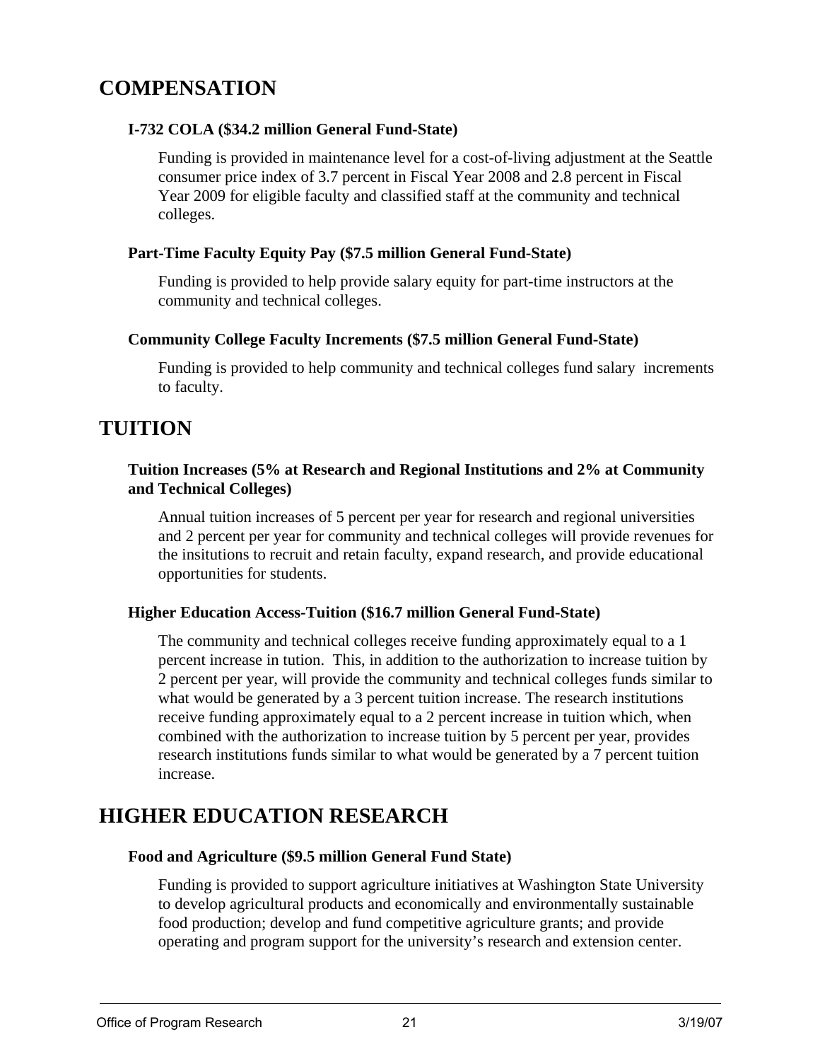## COMPENSATION

### I-732 COLA ($34.2 million General Fund-State)

Funding is provided in maintenance level for a cost-of-living adjustment at the Seattle consumer price index of 3.7 percent in Fiscal Year 2008 and 2.8 percent in Fiscal Year 2009 for eligible faculty and classified staff at the community and technical colleges.

### Part-Time Faculty Equity Pay ($7.5 million General Fund-State)

Funding is provided to help provide salary equity for part-time instructors at the community and technical colleges.

### Community College Faculty Increments ($7.5 million General Fund-State)

Funding is provided to help community and technical colleges fund salary increments to faculty.

## TUITION

### Tuition Increases (5% at Research and Regional Institutions and 2% at Community and Technical Colleges)

Annual tuition increases of 5 percent per year for research and regional universities and 2 percent per year for community and technical colleges will provide revenues for the insitutions to recruit and retain faculty, expand research, and provide educational opportunities for students.

### Higher Education Access-Tuition ($16.7 million General Fund-State)

The community and technical colleges receive funding approximately equal to a 1 percent increase in tution. This, in addition to the authorization to increase tuition by 2 percent per year, will provide the community and technical colleges funds similar to what would be generated by a 3 percent tuition increase. The research institutions receive funding approximately equal to a 2 percent increase in tuition which, when combined with the authorization to increase tuition by 5 percent per year, provides research institutions funds similar to what would be generated by a 7 percent tuition increase.

## HIGHER EDUCATION RESEARCH

### Food and Agriculture ($9.5 million General Fund State)

Funding is provided to support agriculture initiatives at Washington State University to develop agricultural products and economically and environmentally sustainable food production; develop and fund competitive agriculture grants; and provide operating and program support for the university's research and extension center.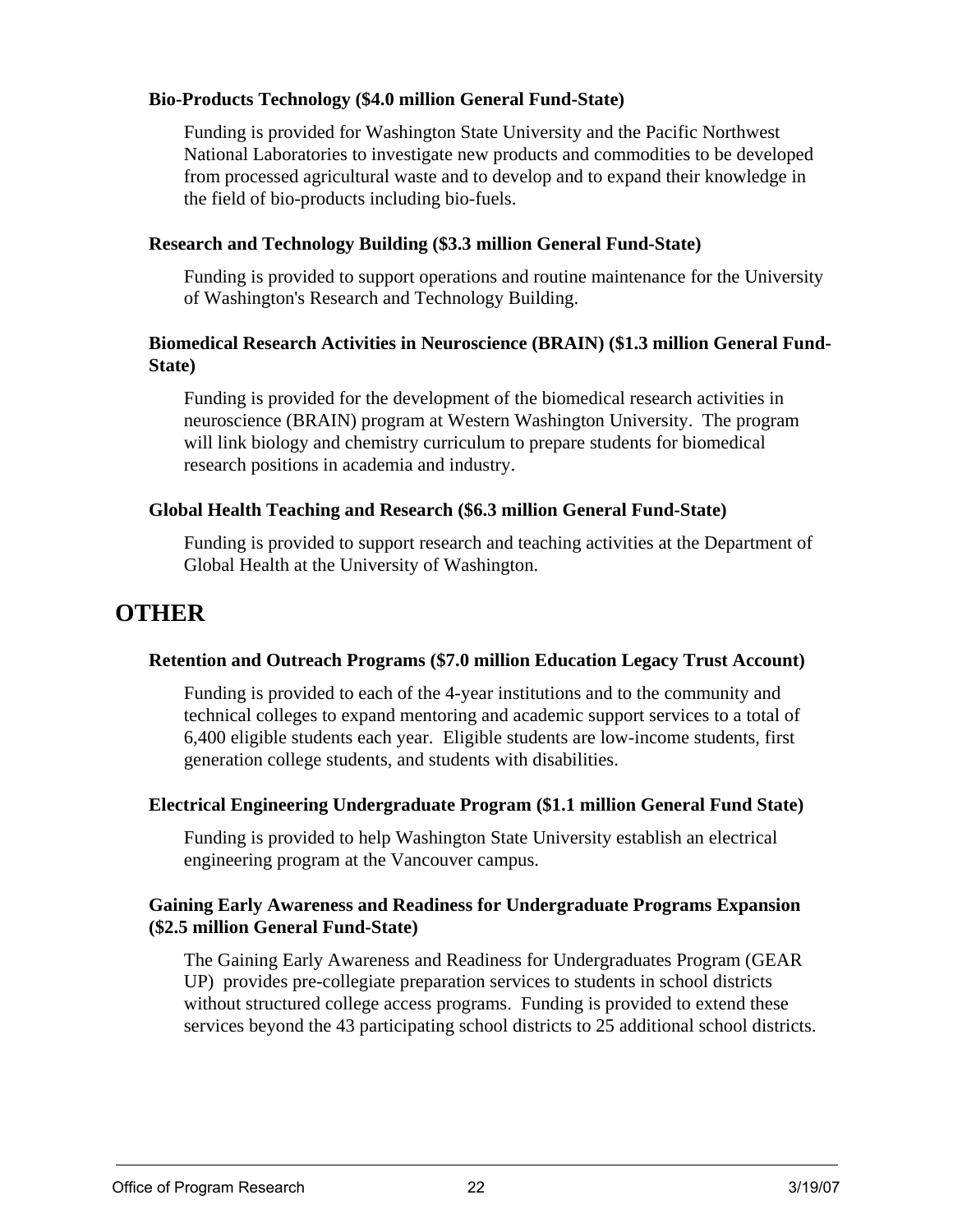**Bio-Products Technology ($4.0 million General Fund-State)**

Funding is provided for Washington State University and the Pacific Northwest National Laboratories to investigate new products and commodities to be developed from processed agricultural waste and to develop and to expand their knowledge in the field of bio-products including bio-fuels.

**Research and Technology Building ($3.3 million General Fund-State)**

Funding is provided to support operations and routine maintenance for the University of Washington's Research and Technology Building.

**Biomedical Research Activities in Neuroscience (BRAIN) ($1.3 million General Fund-State)**

Funding is provided for the development of the biomedical research activities in neuroscience (BRAIN) program at Western Washington University. The program will link biology and chemistry curriculum to prepare students for biomedical research positions in academia and industry.

**Global Health Teaching and Research ($6.3 million General Fund-State)**

Funding is provided to support research and teaching activities at the Department of Global Health at the University of Washington.

## OTHER

**Retention and Outreach Programs ($7.0 million Education Legacy Trust Account)**

Funding is provided to each of the 4-year institutions and to the community and technical colleges to expand mentoring and academic support services to a total of 6,400 eligible students each year. Eligible students are low-income students, first generation college students, and students with disabilities.

**Electrical Engineering Undergraduate Program ($1.1 million General Fund State)**

Funding is provided to help Washington State University establish an electrical engineering program at the Vancouver campus.

**Gaining Early Awareness and Readiness for Undergraduate Programs Expansion ($2.5 million General Fund-State)**

The Gaining Early Awareness and Readiness for Undergraduates Program (GEAR UP) provides pre-collegiate preparation services to students in school districts without structured college access programs. Funding is provided to extend these services beyond the 43 participating school districts to 25 additional school districts.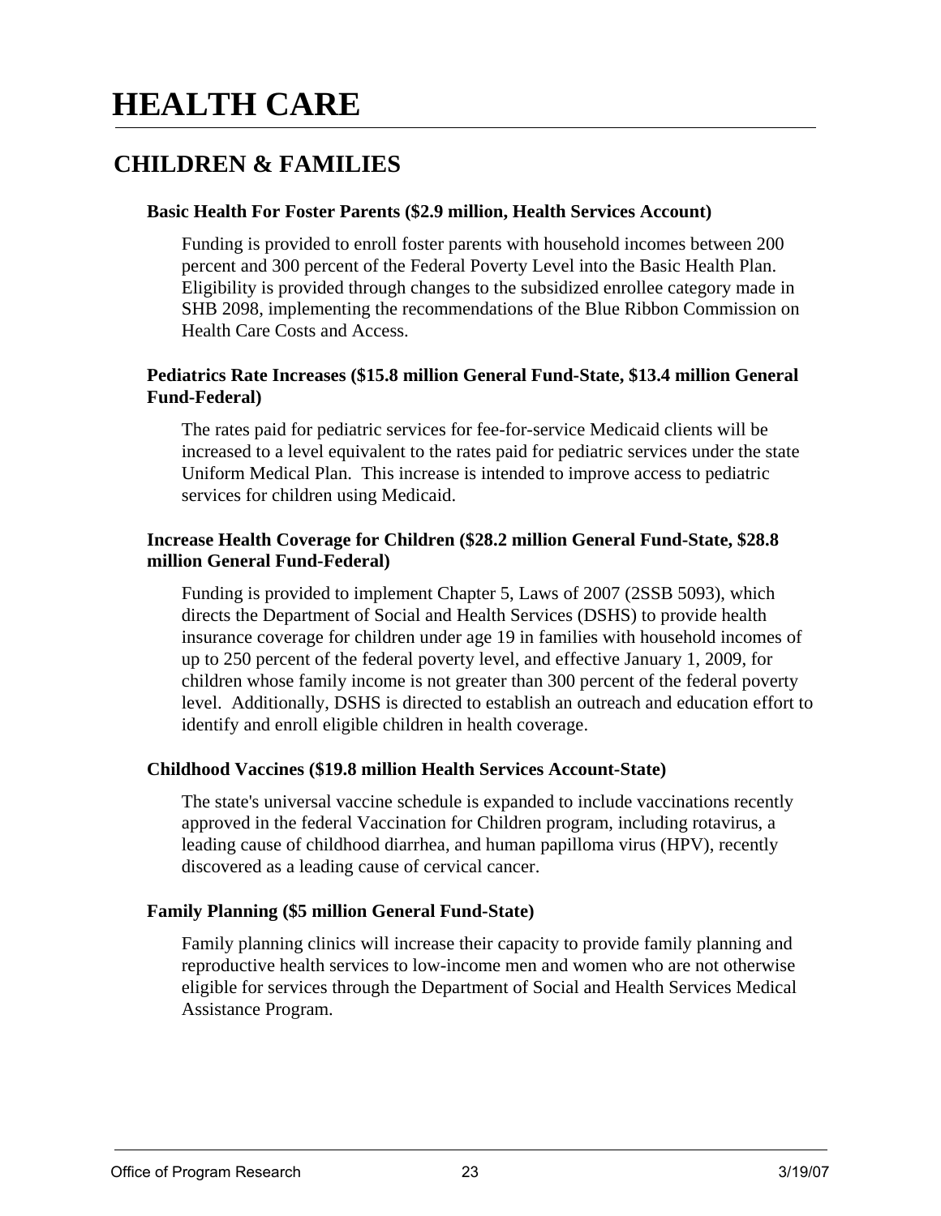# HEALTH CARE

## CHILDREN & FAMILIES

**Basic Health For Foster Parents ($2.9 million, Health Services Account)**

Funding is provided to enroll foster parents with household incomes between 200 percent and 300 percent of the Federal Poverty Level into the Basic Health Plan. Eligibility is provided through changes to the subsidized enrollee category made in SHB 2098, implementing the recommendations of the Blue Ribbon Commission on Health Care Costs and Access.

**Pediatrics Rate Increases ($15.8 million General Fund-State, $13.4 million General Fund-Federal)**

The rates paid for pediatric services for fee-for-service Medicaid clients will be increased to a level equivalent to the rates paid for pediatric services under the state Uniform Medical Plan. This increase is intended to improve access to pediatric services for children using Medicaid.

**Increase Health Coverage for Children ($28.2 million General Fund-State, $28.8 million General Fund-Federal)**

Funding is provided to implement Chapter 5, Laws of 2007 (2SSB 5093), which directs the Department of Social and Health Services (DSHS) to provide health insurance coverage for children under age 19 in families with household incomes of up to 250 percent of the federal poverty level, and effective January 1, 2009, for children whose family income is not greater than 300 percent of the federal poverty level. Additionally, DSHS is directed to establish an outreach and education effort to identify and enroll eligible children in health coverage.

**Childhood Vaccines ($19.8 million Health Services Account-State)**

The state's universal vaccine schedule is expanded to include vaccinations recently approved in the federal Vaccination for Children program, including rotavirus, a leading cause of childhood diarrhea, and human papilloma virus (HPV), recently discovered as a leading cause of cervical cancer.

**Family Planning ($5 million General Fund-State)**

Family planning clinics will increase their capacity to provide family planning and reproductive health services to low-income men and women who are not otherwise eligible for services through the Department of Social and Health Services Medical Assistance Program.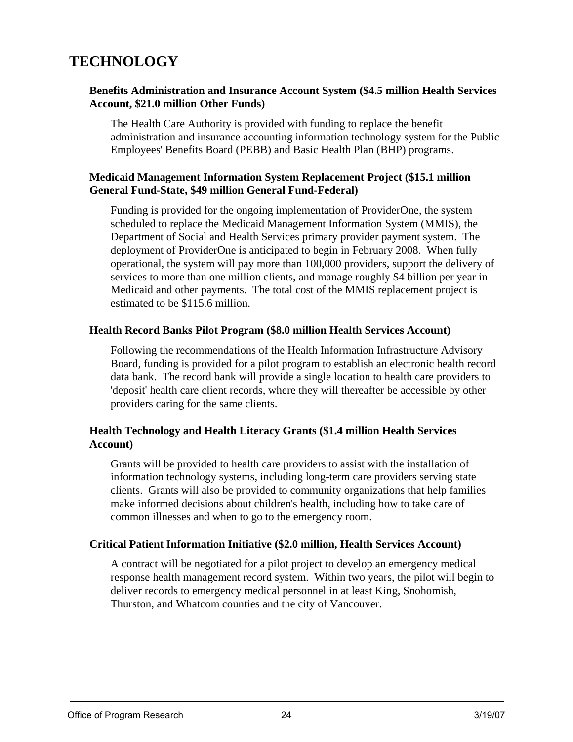# TECHNOLOGY

**Benefits Administration and Insurance Account System ($4.5 million Health Services Account, $21.0 million Other Funds)**

The Health Care Authority is provided with funding to replace the benefit administration and insurance accounting information technology system for the Public Employees' Benefits Board (PEBB) and Basic Health Plan (BHP) programs.

**Medicaid Management Information System Replacement Project ($15.1 million General Fund-State, $49 million General Fund-Federal)**

Funding is provided for the ongoing implementation of ProviderOne, the system scheduled to replace the Medicaid Management Information System (MMIS), the Department of Social and Health Services primary provider payment system. The deployment of ProviderOne is anticipated to begin in February 2008. When fully operational, the system will pay more than 100,000 providers, support the delivery of services to more than one million clients, and manage roughly $4 billion per year in Medicaid and other payments. The total cost of the MMIS replacement project is estimated to be $115.6 million.

**Health Record Banks Pilot Program ($8.0 million Health Services Account)**

Following the recommendations of the Health Information Infrastructure Advisory Board, funding is provided for a pilot program to establish an electronic health record data bank. The record bank will provide a single location to health care providers to 'deposit' health care client records, where they will thereafter be accessible by other providers caring for the same clients.

**Health Technology and Health Literacy Grants ($1.4 million Health Services Account)**

Grants will be provided to health care providers to assist with the installation of information technology systems, including long-term care providers serving state clients. Grants will also be provided to community organizations that help families make informed decisions about children's health, including how to take care of common illnesses and when to go to the emergency room.

**Critical Patient Information Initiative ($2.0 million, Health Services Account)**

A contract will be negotiated for a pilot project to develop an emergency medical response health management record system. Within two years, the pilot will begin to deliver records to emergency medical personnel in at least King, Snohomish, Thurston, and Whatcom counties and the city of Vancouver.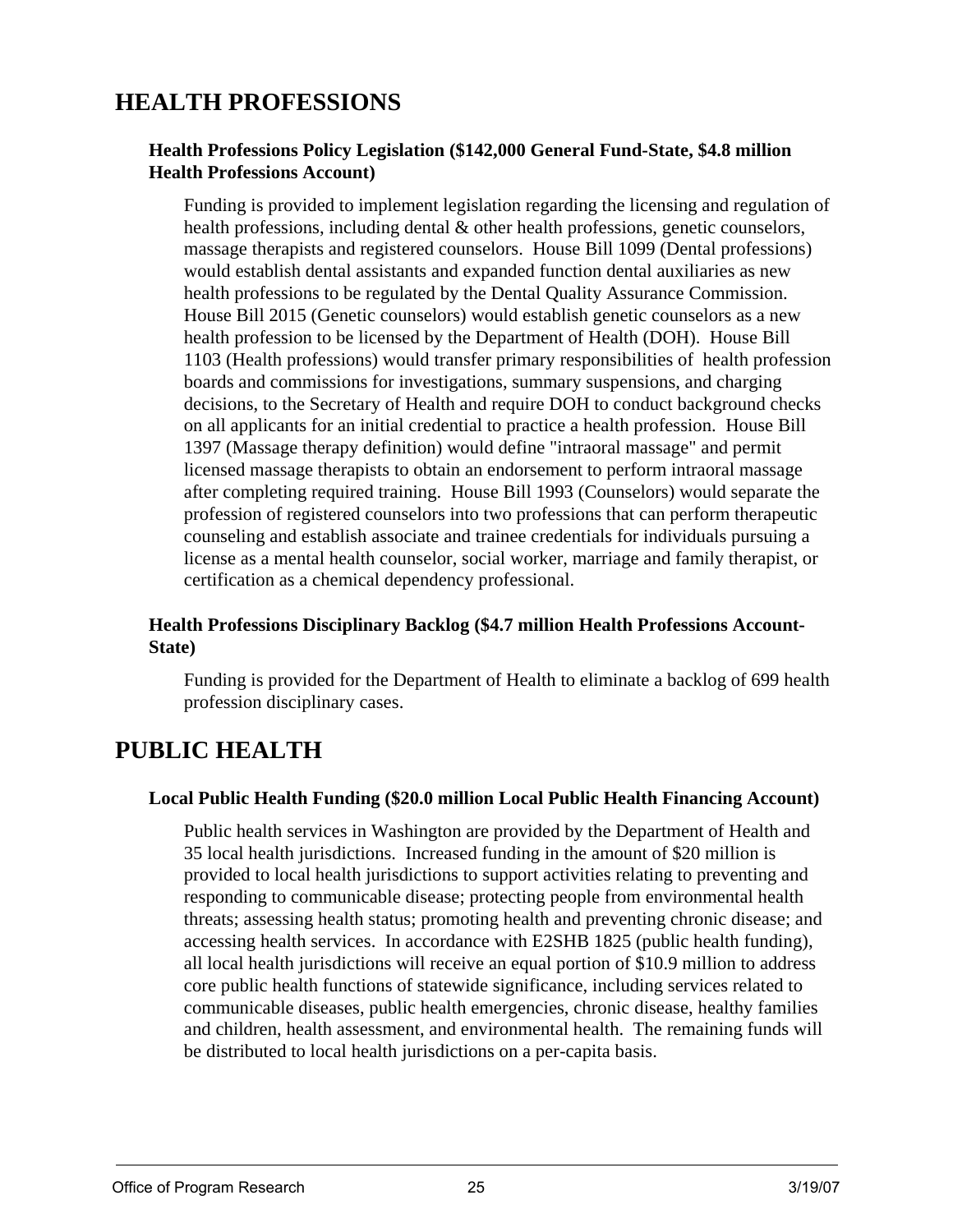# HEALTH PROFESSIONS

### Health Professions Policy Legislation ($142,000 General Fund-State, $4.8 million Health Professions Account)

Funding is provided to implement legislation regarding the licensing and regulation of health professions, including dental & other health professions, genetic counselors, massage therapists and registered counselors. House Bill 1099 (Dental professions) would establish dental assistants and expanded function dental auxiliaries as new health professions to be regulated by the Dental Quality Assurance Commission. House Bill 2015 (Genetic counselors) would establish genetic counselors as a new health profession to be licensed by the Department of Health (DOH). House Bill 1103 (Health professions) would transfer primary responsibilities of health profession boards and commissions for investigations, summary suspensions, and charging decisions, to the Secretary of Health and require DOH to conduct background checks on all applicants for an initial credential to practice a health profession. House Bill 1397 (Massage therapy definition) would define "intraoral massage" and permit licensed massage therapists to obtain an endorsement to perform intraoral massage after completing required training. House Bill 1993 (Counselors) would separate the profession of registered counselors into two professions that can perform therapeutic counseling and establish associate and trainee credentials for individuals pursuing a license as a mental health counselor, social worker, marriage and family therapist, or certification as a chemical dependency professional.

### Health Professions Disciplinary Backlog ($4.7 million Health Professions Account-State)

Funding is provided for the Department of Health to eliminate a backlog of 699 health profession disciplinary cases.

# PUBLIC HEALTH

### Local Public Health Funding ($20.0 million Local Public Health Financing Account)

Public health services in Washington are provided by the Department of Health and 35 local health jurisdictions. Increased funding in the amount of $20 million is provided to local health jurisdictions to support activities relating to preventing and responding to communicable disease; protecting people from environmental health threats; assessing health status; promoting health and preventing chronic disease; and accessing health services. In accordance with E2SHB 1825 (public health funding), all local health jurisdictions will receive an equal portion of $10.9 million to address core public health functions of statewide significance, including services related to communicable diseases, public health emergencies, chronic disease, healthy families and children, health assessment, and environmental health. The remaining funds will be distributed to local health jurisdictions on a per-capita basis.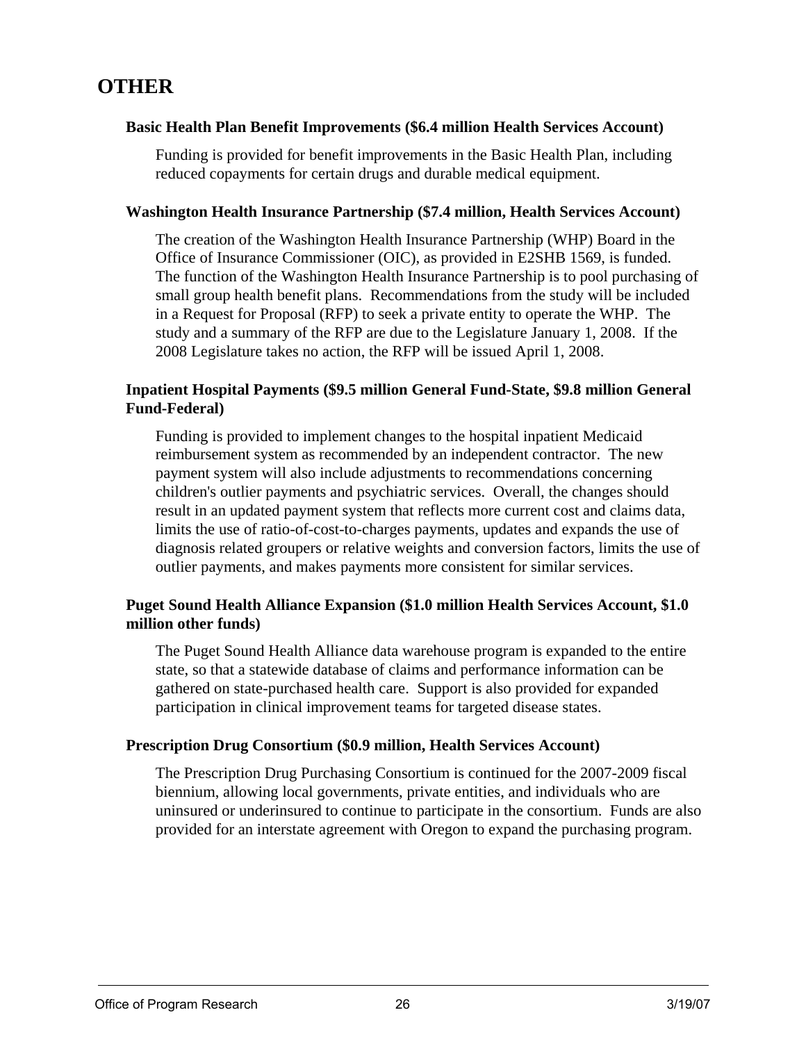# OTHER

**Basic Health Plan Benefit Improvements ($6.4 million Health Services Account)**

Funding is provided for benefit improvements in the Basic Health Plan, including reduced copayments for certain drugs and durable medical equipment.

**Washington Health Insurance Partnership ($7.4 million, Health Services Account)**

The creation of the Washington Health Insurance Partnership (WHP) Board in the Office of Insurance Commissioner (OIC), as provided in E2SHB 1569, is funded. The function of the Washington Health Insurance Partnership is to pool purchasing of small group health benefit plans. Recommendations from the study will be included in a Request for Proposal (RFP) to seek a private entity to operate the WHP. The study and a summary of the RFP are due to the Legislature January 1, 2008. If the 2008 Legislature takes no action, the RFP will be issued April 1, 2008.

**Inpatient Hospital Payments ($9.5 million General Fund-State, $9.8 million General Fund-Federal)**

Funding is provided to implement changes to the hospital inpatient Medicaid reimbursement system as recommended by an independent contractor. The new payment system will also include adjustments to recommendations concerning children's outlier payments and psychiatric services. Overall, the changes should result in an updated payment system that reflects more current cost and claims data, limits the use of ratio-of-cost-to-charges payments, updates and expands the use of diagnosis related groupers or relative weights and conversion factors, limits the use of outlier payments, and makes payments more consistent for similar services.

**Puget Sound Health Alliance Expansion ($1.0 million Health Services Account, $1.0 million other funds)**

The Puget Sound Health Alliance data warehouse program is expanded to the entire state, so that a statewide database of claims and performance information can be gathered on state-purchased health care. Support is also provided for expanded participation in clinical improvement teams for targeted disease states.

**Prescription Drug Consortium ($0.9 million, Health Services Account)**

The Prescription Drug Purchasing Consortium is continued for the 2007-2009 fiscal biennium, allowing local governments, private entities, and individuals who are uninsured or underinsured to continue to participate in the consortium. Funds are also provided for an interstate agreement with Oregon to expand the purchasing program.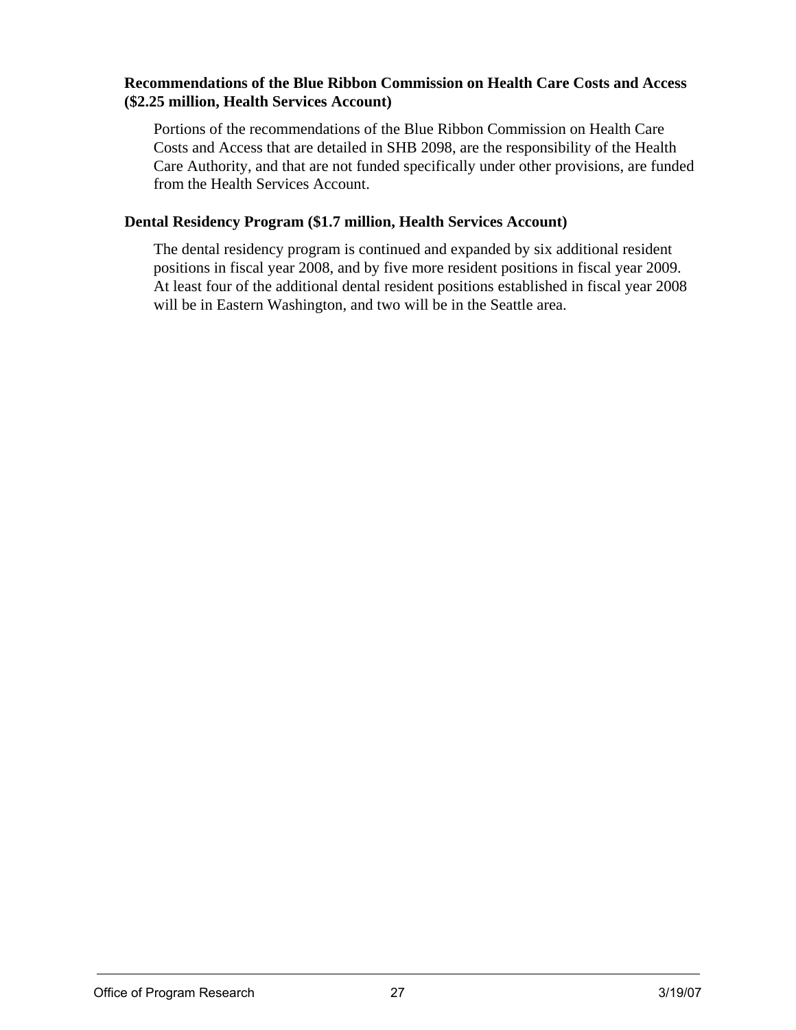**Recommendations of the Blue Ribbon Commission on Health Care Costs and Access ($2.25 million, Health Services Account)**

Portions of the recommendations of the Blue Ribbon Commission on Health Care Costs and Access that are detailed in SHB 2098, are the responsibility of the Health Care Authority, and that are not funded specifically under other provisions, are funded from the Health Services Account.

**Dental Residency Program ($1.7 million, Health Services Account)**

The dental residency program is continued and expanded by six additional resident positions in fiscal year 2008, and by five more resident positions in fiscal year 2009. At least four of the additional dental resident positions established in fiscal year 2008 will be in Eastern Washington, and two will be in the Seattle area.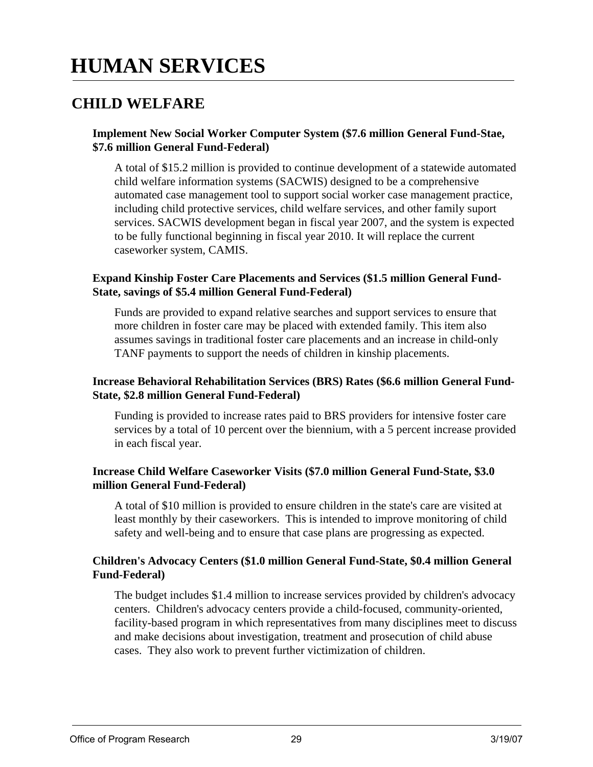# HUMAN SERVICES

## CHILD WELFARE

**Implement New Social Worker Computer System ($7.6 million General Fund-Stae, $7.6 million General Fund-Federal)**

A total of $15.2 million is provided to continue development of a statewide automated child welfare information systems (SACWIS) designed to be a comprehensive automated case management tool to support social worker case management practice, including child protective services, child welfare services, and other family suport services. SACWIS development began in fiscal year 2007, and the system is expected to be fully functional beginning in fiscal year 2010. It will replace the current caseworker system, CAMIS.

**Expand Kinship Foster Care Placements and Services ($1.5 million General Fund-State, savings of $5.4 million General Fund-Federal)**

Funds are provided to expand relative searches and support services to ensure that more children in foster care may be placed with extended family. This item also assumes savings in traditional foster care placements and an increase in child-only TANF payments to support the needs of children in kinship placements.

**Increase Behavioral Rehabilitation Services (BRS) Rates ($6.6 million General Fund-State, $2.8 million General Fund-Federal)**

Funding is provided to increase rates paid to BRS providers for intensive foster care services by a total of 10 percent over the biennium, with a 5 percent increase provided in each fiscal year.

**Increase Child Welfare Caseworker Visits ($7.0 million General Fund-State, $3.0 million General Fund-Federal)**

A total of $10 million is provided to ensure children in the state's care are visited at least monthly by their caseworkers. This is intended to improve monitoring of child safety and well-being and to ensure that case plans are progressing as expected.

**Children's Advocacy Centers ($1.0 million General Fund-State, $0.4 million General Fund-Federal)**

The budget includes $1.4 million to increase services provided by children's advocacy centers. Children's advocacy centers provide a child-focused, community-oriented, facility-based program in which representatives from many disciplines meet to discuss and make decisions about investigation, treatment and prosecution of child abuse cases. They also work to prevent further victimization of children.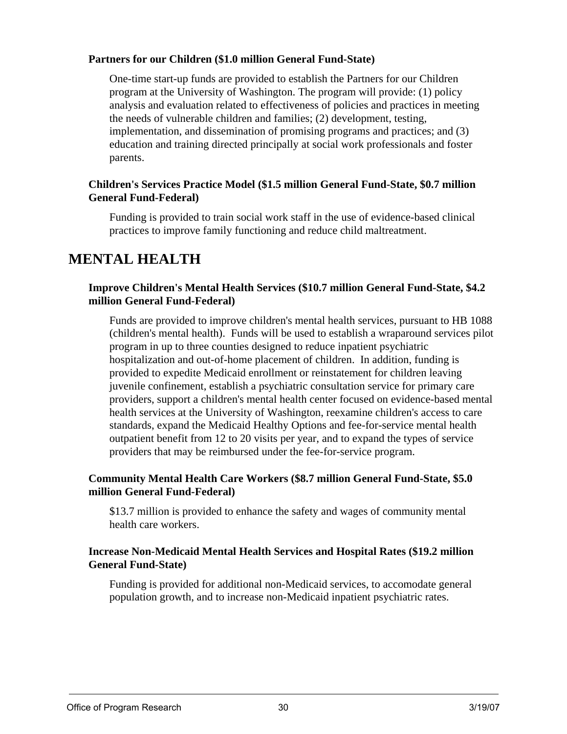**Partners for our Children ($1.0 million General Fund-State)**

One-time start-up funds are provided to establish the Partners for our Children program at the University of Washington. The program will provide: (1) policy analysis and evaluation related to effectiveness of policies and practices in meeting the needs of vulnerable children and families; (2) development, testing, implementation, and dissemination of promising programs and practices; and (3) education and training directed principally at social work professionals and foster parents.

**Children's Services Practice Model ($1.5 million General Fund-State, $0.7 million General Fund-Federal)**

Funding is provided to train social work staff in the use of evidence-based clinical practices to improve family functioning and reduce child maltreatment.

# MENTAL HEALTH

**Improve Children's Mental Health Services ($10.7 million General Fund-State, $4.2 million General Fund-Federal)**

Funds are provided to improve children's mental health services, pursuant to HB 1088 (children's mental health). Funds will be used to establish a wraparound services pilot program in up to three counties designed to reduce inpatient psychiatric hospitalization and out-of-home placement of children. In addition, funding is provided to expedite Medicaid enrollment or reinstatement for children leaving juvenile confinement, establish a psychiatric consultation service for primary care providers, support a children's mental health center focused on evidence-based mental health services at the University of Washington, reexamine children's access to care standards, expand the Medicaid Healthy Options and fee-for-service mental health outpatient benefit from 12 to 20 visits per year, and to expand the types of service providers that may be reimbursed under the fee-for-service program.

**Community Mental Health Care Workers ($8.7 million General Fund-State, $5.0 million General Fund-Federal)**

$13.7 million is provided to enhance the safety and wages of community mental health care workers.

**Increase Non-Medicaid Mental Health Services and Hospital Rates ($19.2 million General Fund-State)**

Funding is provided for additional non-Medicaid services, to accomodate general population growth, and to increase non-Medicaid inpatient psychiatric rates.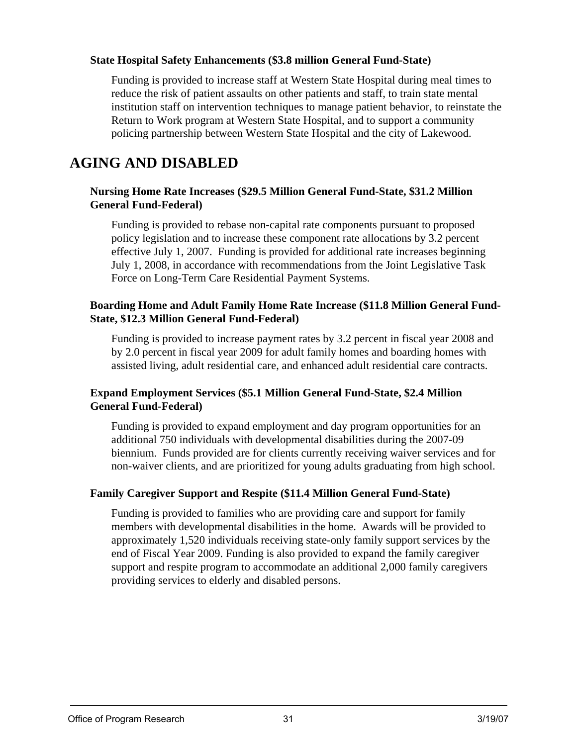**State Hospital Safety Enhancements ($3.8 million General Fund-State)**

Funding is provided to increase staff at Western State Hospital during meal times to reduce the risk of patient assaults on other patients and staff, to train state mental institution staff on intervention techniques to manage patient behavior, to reinstate the Return to Work program at Western State Hospital, and to support a community policing partnership between Western State Hospital and the city of Lakewood.

# AGING AND DISABLED

**Nursing Home Rate Increases ($29.5 Million General Fund-State, $31.2 Million General Fund-Federal)**

Funding is provided to rebase non-capital rate components pursuant to proposed policy legislation and to increase these component rate allocations by 3.2 percent effective July 1, 2007. Funding is provided for additional rate increases beginning July 1, 2008, in accordance with recommendations from the Joint Legislative Task Force on Long-Term Care Residential Payment Systems.

**Boarding Home and Adult Family Home Rate Increase ($11.8 Million General Fund-State, $12.3 Million General Fund-Federal)**

Funding is provided to increase payment rates by 3.2 percent in fiscal year 2008 and by 2.0 percent in fiscal year 2009 for adult family homes and boarding homes with assisted living, adult residential care, and enhanced adult residential care contracts.

**Expand Employment Services ($5.1 Million General Fund-State, $2.4 Million General Fund-Federal)**

Funding is provided to expand employment and day program opportunities for an additional 750 individuals with developmental disabilities during the 2007-09 biennium. Funds provided are for clients currently receiving waiver services and for non-waiver clients, and are prioritized for young adults graduating from high school.

**Family Caregiver Support and Respite ($11.4 Million General Fund-State)**

Funding is provided to families who are providing care and support for family members with developmental disabilities in the home. Awards will be provided to approximately 1,520 individuals receiving state-only family support services by the end of Fiscal Year 2009. Funding is also provided to expand the family caregiver support and respite program to accommodate an additional 2,000 family caregivers providing services to elderly and disabled persons.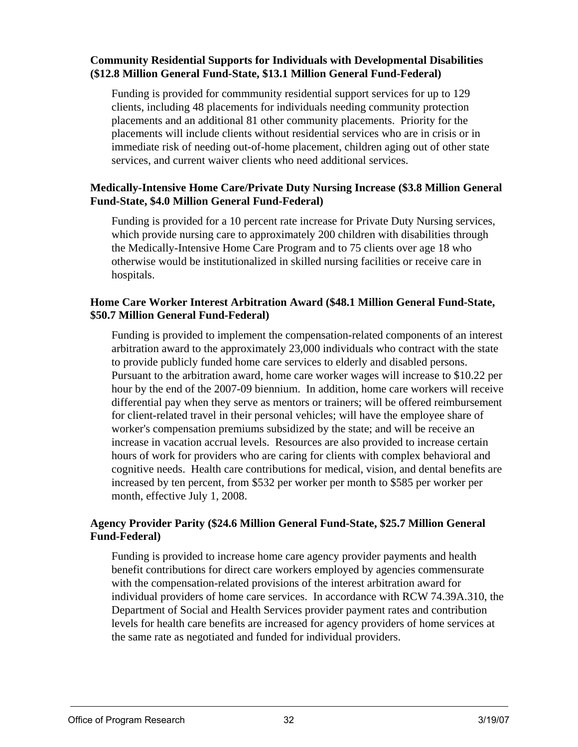**Community Residential Supports for Individuals with Developmental Disabilities ($12.8 Million General Fund-State, $13.1 Million General Fund-Federal)**

Funding is provided for commmunity residential support services for up to 129 clients, including 48 placements for individuals needing community protection placements and an additional 81 other community placements. Priority for the placements will include clients without residential services who are in crisis or in immediate risk of needing out-of-home placement, children aging out of other state services, and current waiver clients who need additional services.

**Medically-Intensive Home Care/Private Duty Nursing Increase ($3.8 Million General Fund-State, $4.0 Million General Fund-Federal)**

Funding is provided for a 10 percent rate increase for Private Duty Nursing services, which provide nursing care to approximately 200 children with disabilities through the Medically-Intensive Home Care Program and to 75 clients over age 18 who otherwise would be institutionalized in skilled nursing facilities or receive care in hospitals.

**Home Care Worker Interest Arbitration Award ($48.1 Million General Fund-State, $50.7 Million General Fund-Federal)**

Funding is provided to implement the compensation-related components of an interest arbitration award to the approximately 23,000 individuals who contract with the state to provide publicly funded home care services to elderly and disabled persons. Pursuant to the arbitration award, home care worker wages will increase to $10.22 per hour by the end of the 2007-09 biennium. In addition, home care workers will receive differential pay when they serve as mentors or trainers; will be offered reimbursement for client-related travel in their personal vehicles; will have the employee share of worker's compensation premiums subsidized by the state; and will be receive an increase in vacation accrual levels. Resources are also provided to increase certain hours of work for providers who are caring for clients with complex behavioral and cognitive needs. Health care contributions for medical, vision, and dental benefits are increased by ten percent, from $532 per worker per month to $585 per worker per month, effective July 1, 2008.

**Agency Provider Parity ($24.6 Million General Fund-State, $25.7 Million General Fund-Federal)**

Funding is provided to increase home care agency provider payments and health benefit contributions for direct care workers employed by agencies commensurate with the compensation-related provisions of the interest arbitration award for individual providers of home care services. In accordance with RCW 74.39A.310, the Department of Social and Health Services provider payment rates and contribution levels for health care benefits are increased for agency providers of home services at the same rate as negotiated and funded for individual providers.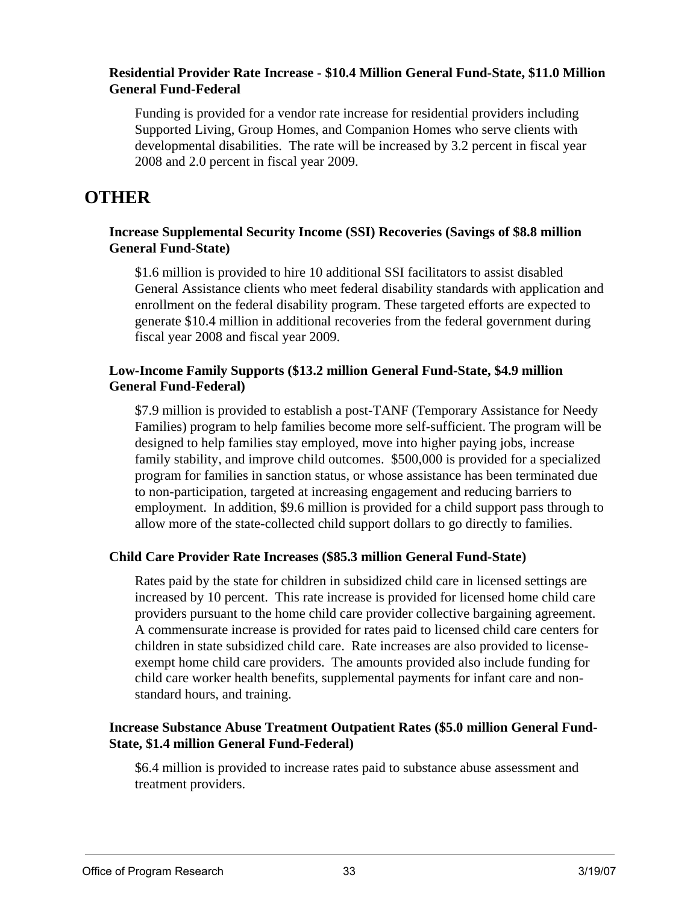**Residential Provider Rate Increase - $10.4 Million General Fund-State, $11.0 Million General Fund-Federal**

Funding is provided for a vendor rate increase for residential providers including Supported Living, Group Homes, and Companion Homes who serve clients with developmental disabilities. The rate will be increased by 3.2 percent in fiscal year 2008 and 2.0 percent in fiscal year 2009.

# OTHER

**Increase Supplemental Security Income (SSI) Recoveries (Savings of $8.8 million General Fund-State)**

$1.6 million is provided to hire 10 additional SSI facilitators to assist disabled General Assistance clients who meet federal disability standards with application and enrollment on the federal disability program. These targeted efforts are expected to generate $10.4 million in additional recoveries from the federal government during fiscal year 2008 and fiscal year 2009.

**Low-Income Family Supports ($13.2 million General Fund-State, $4.9 million General Fund-Federal)**

$7.9 million is provided to establish a post-TANF (Temporary Assistance for Needy Families) program to help families become more self-sufficient. The program will be designed to help families stay employed, move into higher paying jobs, increase family stability, and improve child outcomes. $500,000 is provided for a specialized program for families in sanction status, or whose assistance has been terminated due to non-participation, targeted at increasing engagement and reducing barriers to employment. In addition, $9.6 million is provided for a child support pass through to allow more of the state-collected child support dollars to go directly to families.

**Child Care Provider Rate Increases ($85.3 million General Fund-State)**

Rates paid by the state for children in subsidized child care in licensed settings are increased by 10 percent. This rate increase is provided for licensed home child care providers pursuant to the home child care provider collective bargaining agreement. A commensurate increase is provided for rates paid to licensed child care centers for children in state subsidized child care. Rate increases are also provided to license-exempt home child care providers. The amounts provided also include funding for child care worker health benefits, supplemental payments for infant care and non-standard hours, and training.

**Increase Substance Abuse Treatment Outpatient Rates ($5.0 million General Fund-State, $1.4 million General Fund-Federal)**

$6.4 million is provided to increase rates paid to substance abuse assessment and treatment providers.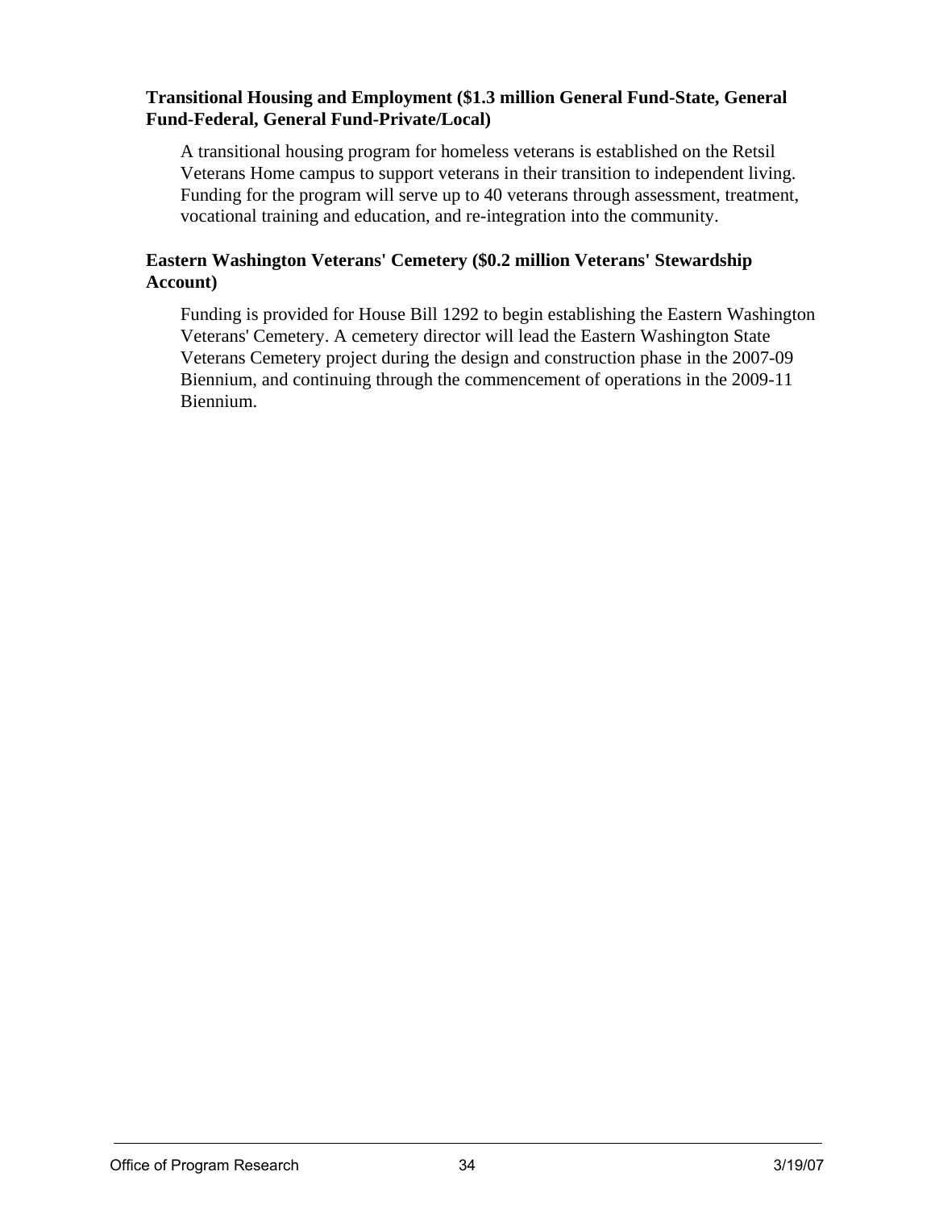**Transitional Housing and Employment ($1.3 million General Fund-State, General Fund-Federal, General Fund-Private/Local)**

A transitional housing program for homeless veterans is established on the Retsil Veterans Home campus to support veterans in their transition to independent living. Funding for the program will serve up to 40 veterans through assessment, treatment, vocational training and education, and re-integration into the community.

**Eastern Washington Veterans' Cemetery ($0.2 million Veterans' Stewardship Account)**

Funding is provided for House Bill 1292 to begin establishing the Eastern Washington Veterans' Cemetery. A cemetery director will lead the Eastern Washington State Veterans Cemetery project during the design and construction phase in the 2007-09 Biennium, and continuing through the commencement of operations in the 2009-11 Biennium.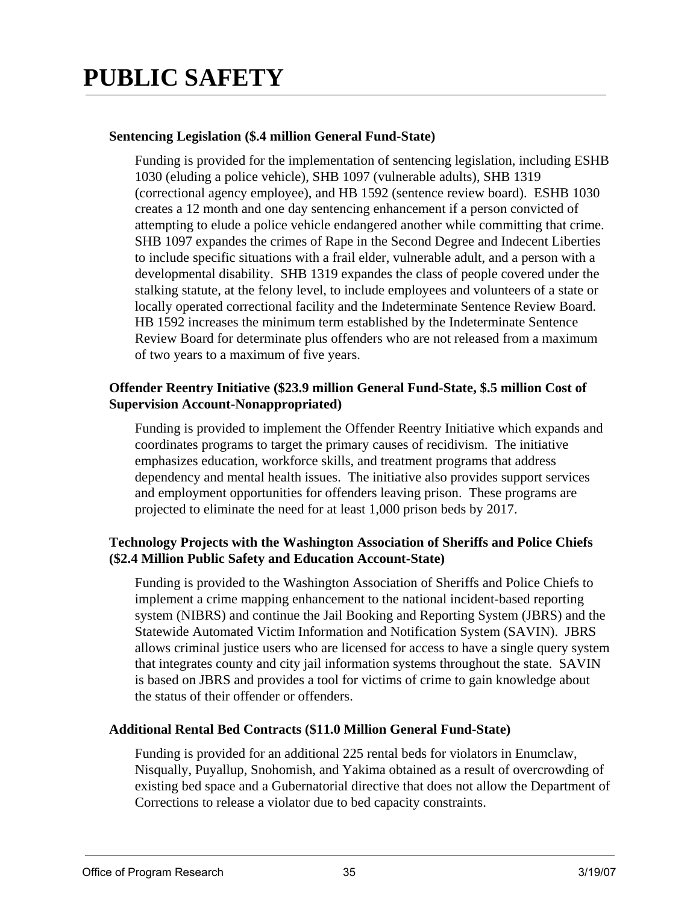# PUBLIC SAFETY

**Sentencing Legislation ($.4 million General Fund-State)**

Funding is provided for the implementation of sentencing legislation, including ESHB 1030 (eluding a police vehicle), SHB 1097 (vulnerable adults), SHB 1319 (correctional agency employee), and HB 1592 (sentence review board). ESHB 1030 creates a 12 month and one day sentencing enhancement if a person convicted of attempting to elude a police vehicle endangered another while committing that crime. SHB 1097 expandes the crimes of Rape in the Second Degree and Indecent Liberties to include specific situations with a frail elder, vulnerable adult, and a person with a developmental disability. SHB 1319 expandes the class of people covered under the stalking statute, at the felony level, to include employees and volunteers of a state or locally operated correctional facility and the Indeterminate Sentence Review Board. HB 1592 increases the minimum term established by the Indeterminate Sentence Review Board for determinate plus offenders who are not released from a maximum of two years to a maximum of five years.

**Offender Reentry Initiative ($23.9 million General Fund-State, $.5 million Cost of Supervision Account-Nonappropriated)**

Funding is provided to implement the Offender Reentry Initiative which expands and coordinates programs to target the primary causes of recidivism. The initiative emphasizes education, workforce skills, and treatment programs that address dependency and mental health issues. The initiative also provides support services and employment opportunities for offenders leaving prison. These programs are projected to eliminate the need for at least 1,000 prison beds by 2017.

**Technology Projects with the Washington Association of Sheriffs and Police Chiefs ($2.4 Million Public Safety and Education Account-State)**

Funding is provided to the Washington Association of Sheriffs and Police Chiefs to implement a crime mapping enhancement to the national incident-based reporting system (NIBRS) and continue the Jail Booking and Reporting System (JBRS) and the Statewide Automated Victim Information and Notification System (SAVIN). JBRS allows criminal justice users who are licensed for access to have a single query system that integrates county and city jail information systems throughout the state. SAVIN is based on JBRS and provides a tool for victims of crime to gain knowledge about the status of their offender or offenders.

**Additional Rental Bed Contracts ($11.0 Million General Fund-State)**

Funding is provided for an additional 225 rental beds for violators in Enumclaw, Nisqually, Puyallup, Snohomish, and Yakima obtained as a result of overcrowding of existing bed space and a Gubernatorial directive that does not allow the Department of Corrections to release a violator due to bed capacity constraints.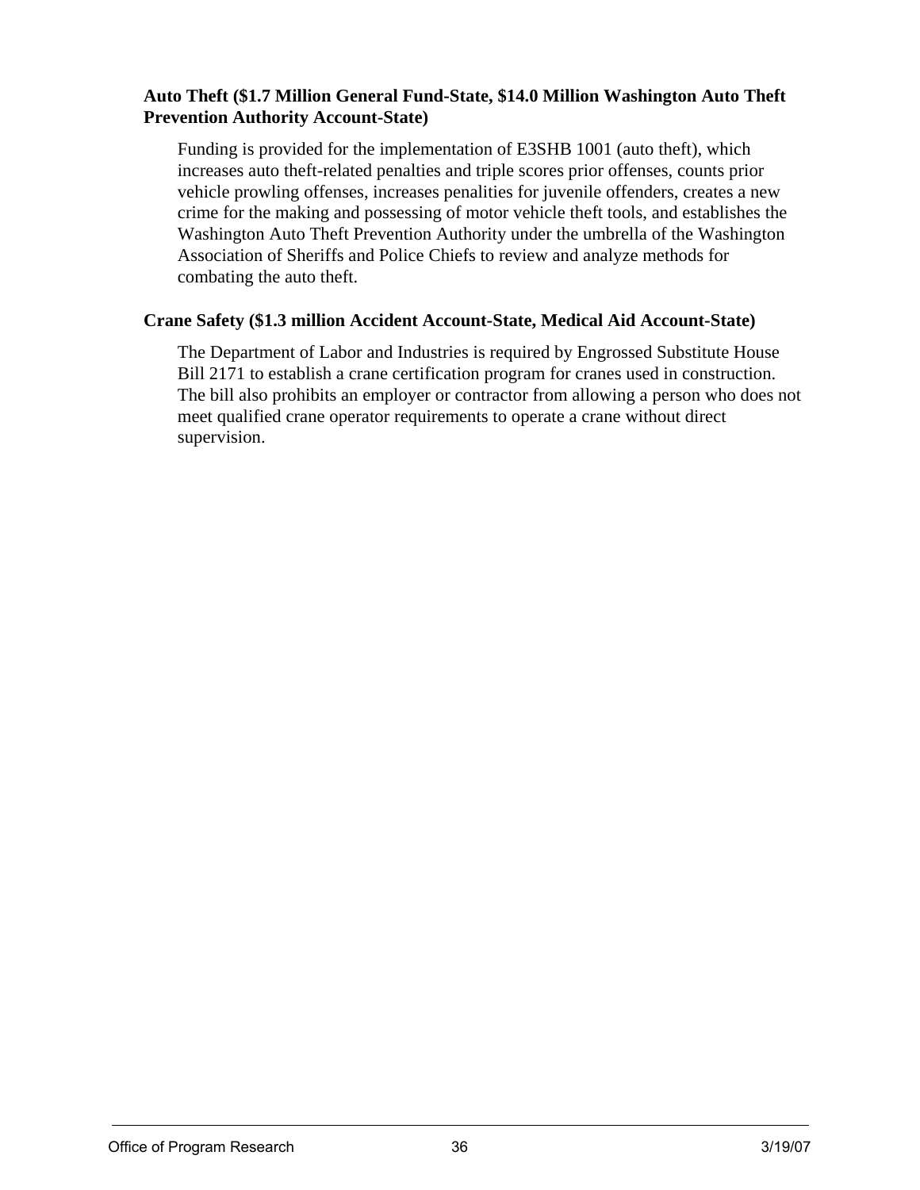**Auto Theft ($1.7 Million General Fund-State, $14.0 Million Washington Auto Theft Prevention Authority Account-State)**

Funding is provided for the implementation of E3SHB 1001 (auto theft), which increases auto theft-related penalties and triple scores prior offenses, counts prior vehicle prowling offenses, increases penalities for juvenile offenders, creates a new crime for the making and possessing of motor vehicle theft tools, and establishes the Washington Auto Theft Prevention Authority under the umbrella of the Washington Association of Sheriffs and Police Chiefs to review and analyze methods for combating the auto theft.

**Crane Safety ($1.3 million Accident Account-State, Medical Aid Account-State)**

The Department of Labor and Industries is required by Engrossed Substitute House Bill 2171 to establish a crane certification program for cranes used in construction. The bill also prohibits an employer or contractor from allowing a person who does not meet qualified crane operator requirements to operate a crane without direct supervision.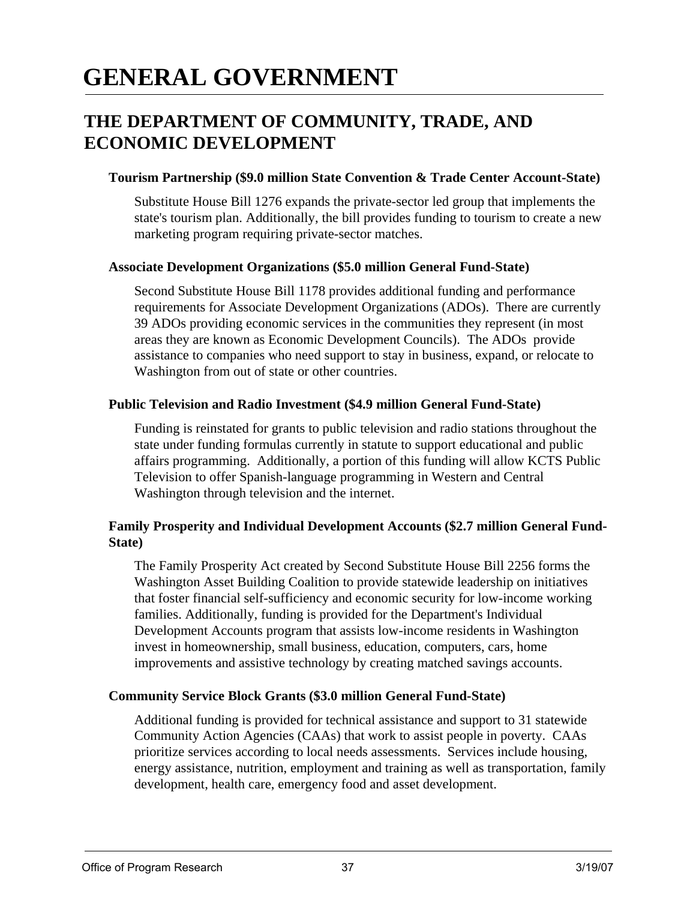# GENERAL GOVERNMENT

## THE DEPARTMENT OF COMMUNITY, TRADE, AND ECONOMIC DEVELOPMENT

**Tourism Partnership ($9.0 million State Convention & Trade Center Account-State)**

Substitute House Bill 1276 expands the private-sector led group that implements the state's tourism plan. Additionally, the bill provides funding to tourism to create a new marketing program requiring private-sector matches.

**Associate Development Organizations ($5.0 million General Fund-State)**

Second Substitute House Bill 1178 provides additional funding and performance requirements for Associate Development Organizations (ADOs). There are currently 39 ADOs providing economic services in the communities they represent (in most areas they are known as Economic Development Councils). The ADOs provide assistance to companies who need support to stay in business, expand, or relocate to Washington from out of state or other countries.

**Public Television and Radio Investment ($4.9 million General Fund-State)**

Funding is reinstated for grants to public television and radio stations throughout the state under funding formulas currently in statute to support educational and public affairs programming. Additionally, a portion of this funding will allow KCTS Public Television to offer Spanish-language programming in Western and Central Washington through television and the internet.

**Family Prosperity and Individual Development Accounts ($2.7 million General Fund-State)**

The Family Prosperity Act created by Second Substitute House Bill 2256 forms the Washington Asset Building Coalition to provide statewide leadership on initiatives that foster financial self-sufficiency and economic security for low-income working families. Additionally, funding is provided for the Department's Individual Development Accounts program that assists low-income residents in Washington invest in homeownership, small business, education, computers, cars, home improvements and assistive technology by creating matched savings accounts.

**Community Service Block Grants ($3.0 million General Fund-State)**

Additional funding is provided for technical assistance and support to 31 statewide Community Action Agencies (CAAs) that work to assist people in poverty. CAAs prioritize services according to local needs assessments. Services include housing, energy assistance, nutrition, employment and training as well as transportation, family development, health care, emergency food and asset development.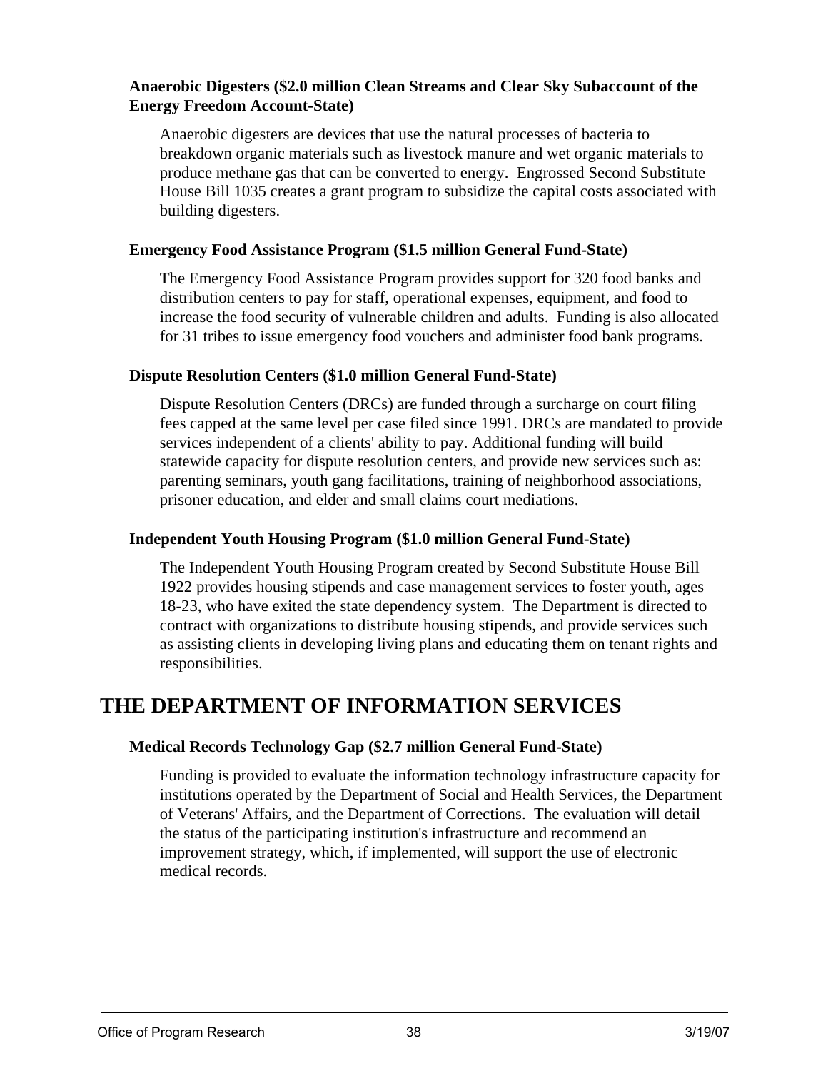**Anaerobic Digesters ($2.0 million Clean Streams and Clear Sky Subaccount of the Energy Freedom Account-State)**

Anaerobic digesters are devices that use the natural processes of bacteria to breakdown organic materials such as livestock manure and wet organic materials to produce methane gas that can be converted to energy. Engrossed Second Substitute House Bill 1035 creates a grant program to subsidize the capital costs associated with building digesters.

**Emergency Food Assistance Program ($1.5 million General Fund-State)**

The Emergency Food Assistance Program provides support for 320 food banks and distribution centers to pay for staff, operational expenses, equipment, and food to increase the food security of vulnerable children and adults. Funding is also allocated for 31 tribes to issue emergency food vouchers and administer food bank programs.

**Dispute Resolution Centers ($1.0 million General Fund-State)**

Dispute Resolution Centers (DRCs) are funded through a surcharge on court filing fees capped at the same level per case filed since 1991. DRCs are mandated to provide services independent of a clients' ability to pay. Additional funding will build statewide capacity for dispute resolution centers, and provide new services such as: parenting seminars, youth gang facilitations, training of neighborhood associations, prisoner education, and elder and small claims court mediations.

**Independent Youth Housing Program ($1.0 million General Fund-State)**

The Independent Youth Housing Program created by Second Substitute House Bill 1922 provides housing stipends and case management services to foster youth, ages 18-23, who have exited the state dependency system. The Department is directed to contract with organizations to distribute housing stipends, and provide services such as assisting clients in developing living plans and educating them on tenant rights and responsibilities.

# THE DEPARTMENT OF INFORMATION SERVICES

**Medical Records Technology Gap ($2.7 million General Fund-State)**

Funding is provided to evaluate the information technology infrastructure capacity for institutions operated by the Department of Social and Health Services, the Department of Veterans' Affairs, and the Department of Corrections. The evaluation will detail the status of the participating institution's infrastructure and recommend an improvement strategy, which, if implemented, will support the use of electronic medical records.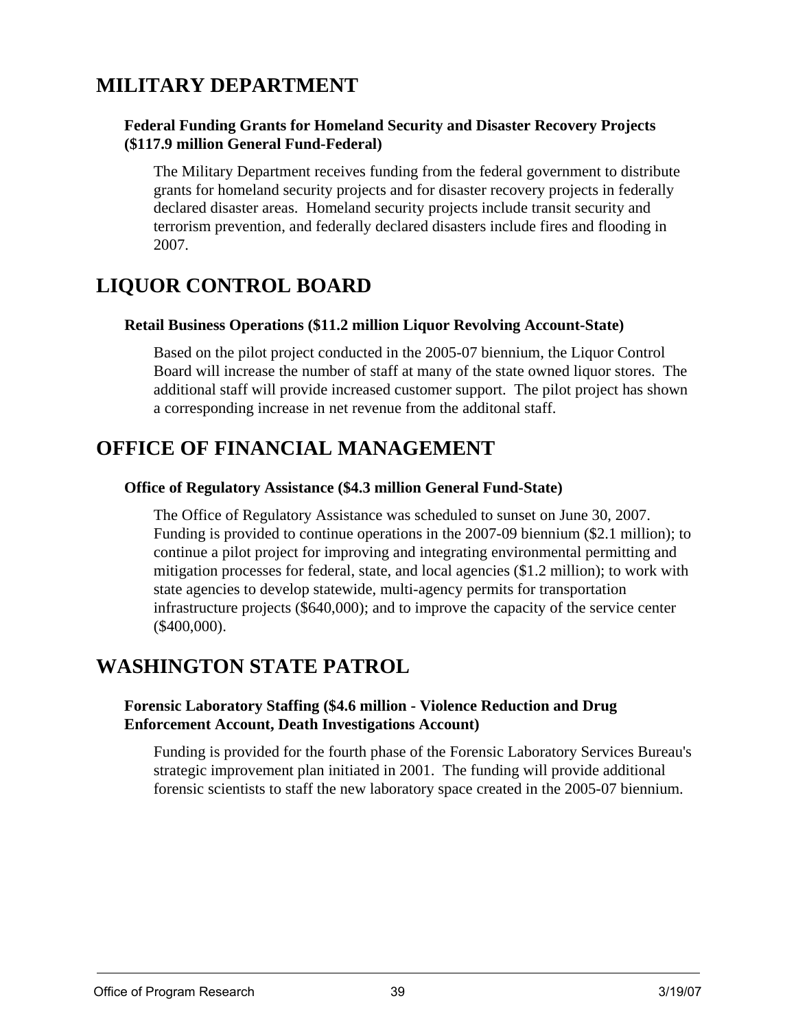# MILITARY DEPARTMENT

**Federal Funding Grants for Homeland Security and Disaster Recovery Projects ($117.9 million General Fund-Federal)**

The Military Department receives funding from the federal government to distribute grants for homeland security projects and for disaster recovery projects in federally declared disaster areas. Homeland security projects include transit security and terrorism prevention, and federally declared disasters include fires and flooding in 2007.

# LIQUOR CONTROL BOARD

**Retail Business Operations ($11.2 million Liquor Revolving Account-State)**

Based on the pilot project conducted in the 2005-07 biennium, the Liquor Control Board will increase the number of staff at many of the state owned liquor stores. The additional staff will provide increased customer support. The pilot project has shown a corresponding increase in net revenue from the additonal staff.

# OFFICE OF FINANCIAL MANAGEMENT

**Office of Regulatory Assistance ($4.3 million General Fund-State)**

The Office of Regulatory Assistance was scheduled to sunset on June 30, 2007. Funding is provided to continue operations in the 2007-09 biennium ($2.1 million); to continue a pilot project for improving and integrating environmental permitting and mitigation processes for federal, state, and local agencies ($1.2 million); to work with state agencies to develop statewide, multi-agency permits for transportation infrastructure projects ($640,000); and to improve the capacity of the service center ($400,000).

# WASHINGTON STATE PATROL

**Forensic Laboratory Staffing ($4.6 million - Violence Reduction and Drug Enforcement Account, Death Investigations Account)**

Funding is provided for the fourth phase of the Forensic Laboratory Services Bureau's strategic improvement plan initiated in 2001. The funding will provide additional forensic scientists to staff the new laboratory space created in the 2005-07 biennium.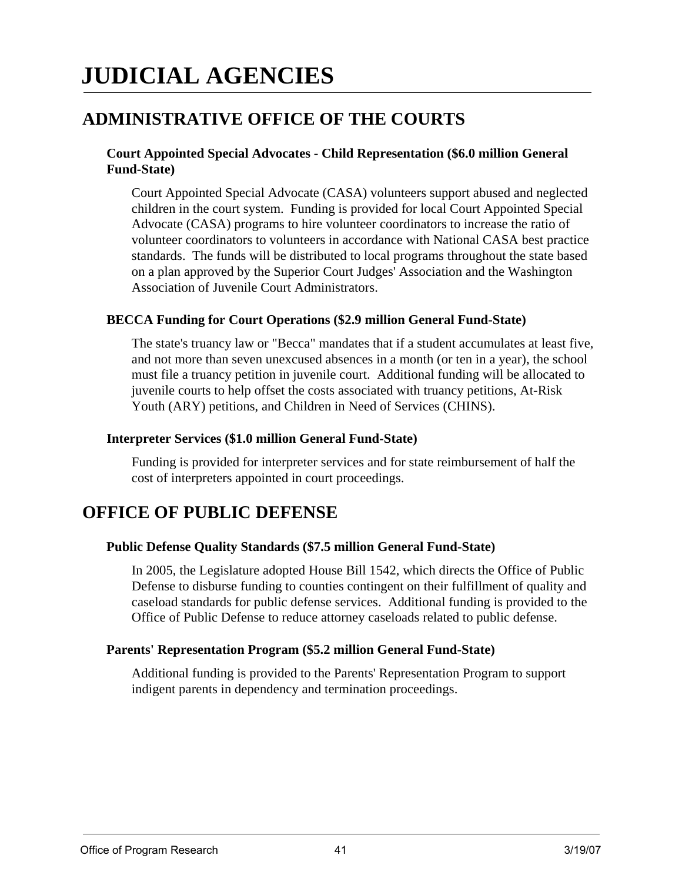# JUDICIAL AGENCIES

## ADMINISTRATIVE OFFICE OF THE COURTS

### Court Appointed Special Advocates - Child Representation ($6.0 million General Fund-State)

Court Appointed Special Advocate (CASA) volunteers support abused and neglected children in the court system. Funding is provided for local Court Appointed Special Advocate (CASA) programs to hire volunteer coordinators to increase the ratio of volunteer coordinators to volunteers in accordance with National CASA best practice standards. The funds will be distributed to local programs throughout the state based on a plan approved by the Superior Court Judges' Association and the Washington Association of Juvenile Court Administrators.

### BECCA Funding for Court Operations ($2.9 million General Fund-State)

The state's truancy law or "Becca" mandates that if a student accumulates at least five, and not more than seven unexcused absences in a month (or ten in a year), the school must file a truancy petition in juvenile court. Additional funding will be allocated to juvenile courts to help offset the costs associated with truancy petitions, At-Risk Youth (ARY) petitions, and Children in Need of Services (CHINS).

### Interpreter Services ($1.0 million General Fund-State)

Funding is provided for interpreter services and for state reimbursement of half the cost of interpreters appointed in court proceedings.

## OFFICE OF PUBLIC DEFENSE

### Public Defense Quality Standards ($7.5 million General Fund-State)

In 2005, the Legislature adopted House Bill 1542, which directs the Office of Public Defense to disburse funding to counties contingent on their fulfillment of quality and caseload standards for public defense services. Additional funding is provided to the Office of Public Defense to reduce attorney caseloads related to public defense.

### Parents' Representation Program ($5.2 million General Fund-State)

Additional funding is provided to the Parents' Representation Program to support indigent parents in dependency and termination proceedings.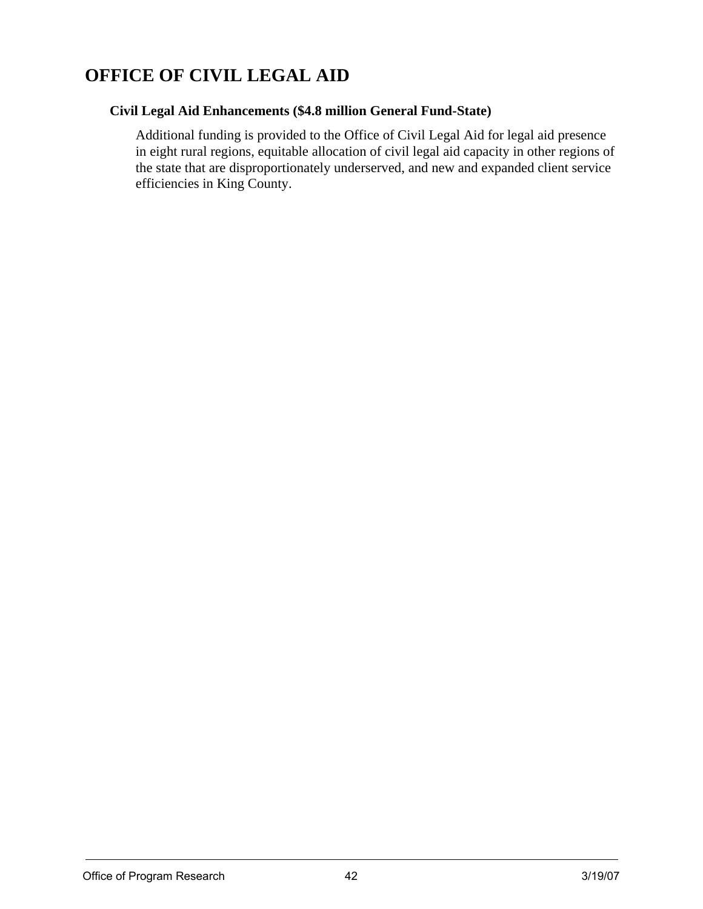# OFFICE OF CIVIL LEGAL AID

### Civil Legal Aid Enhancements ($4.8 million General Fund-State)

Additional funding is provided to the Office of Civil Legal Aid for legal aid presence in eight rural regions, equitable allocation of civil legal aid capacity in other regions of the state that are disproportionately underserved, and new and expanded client service efficiencies in King County.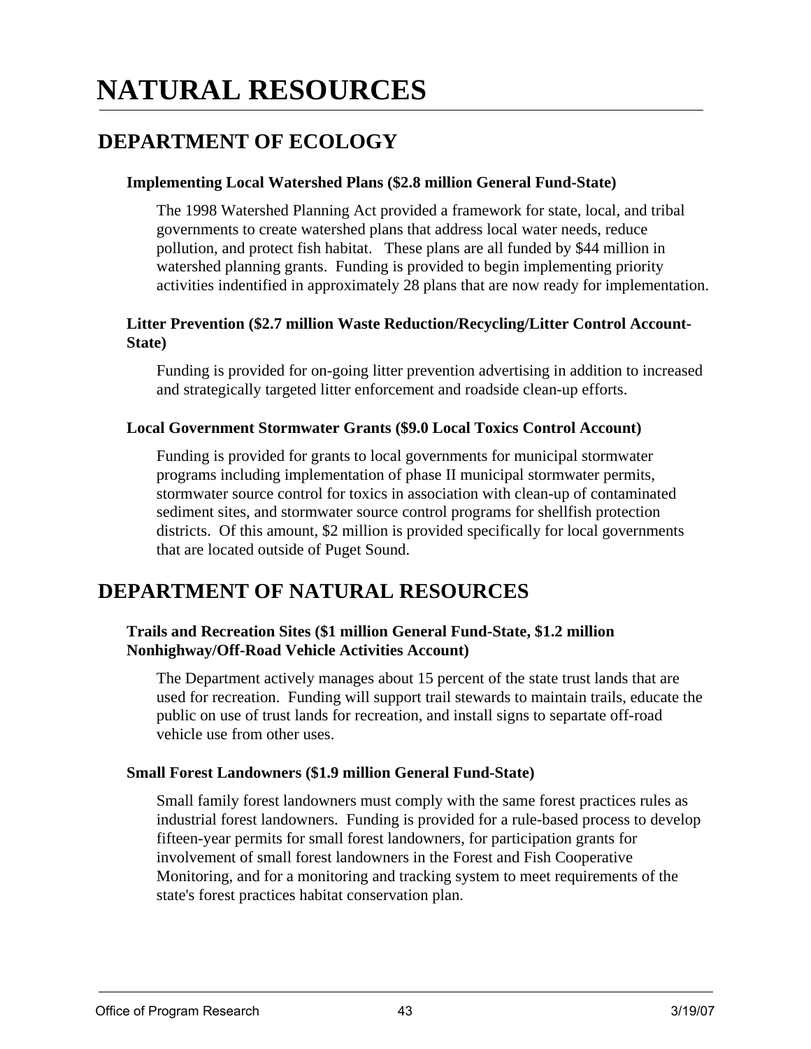# NATURAL RESOURCES

## DEPARTMENT OF ECOLOGY

### Implementing Local Watershed Plans ($2.8 million General Fund-State)

The 1998 Watershed Planning Act provided a framework for state, local, and tribal governments to create watershed plans that address local water needs, reduce pollution, and protect fish habitat. These plans are all funded by $44 million in watershed planning grants. Funding is provided to begin implementing priority activities indentified in approximately 28 plans that are now ready for implementation.

### Litter Prevention ($2.7 million Waste Reduction/Recycling/Litter Control Account-State)

Funding is provided for on-going litter prevention advertising in addition to increased and strategically targeted litter enforcement and roadside clean-up efforts.

### Local Government Stormwater Grants ($9.0 Local Toxics Control Account)

Funding is provided for grants to local governments for municipal stormwater programs including implementation of phase II municipal stormwater permits, stormwater source control for toxics in association with clean-up of contaminated sediment sites, and stormwater source control programs for shellfish protection districts. Of this amount, $2 million is provided specifically for local governments that are located outside of Puget Sound.

## DEPARTMENT OF NATURAL RESOURCES

### Trails and Recreation Sites ($1 million General Fund-State, $1.2 million Nonhighway/Off-Road Vehicle Activities Account)

The Department actively manages about 15 percent of the state trust lands that are used for recreation. Funding will support trail stewards to maintain trails, educate the public on use of trust lands for recreation, and install signs to separtate off-road vehicle use from other uses.

### Small Forest Landowners ($1.9 million General Fund-State)

Small family forest landowners must comply with the same forest practices rules as industrial forest landowners. Funding is provided for a rule-based process to develop fifteen-year permits for small forest landowners, for participation grants for involvement of small forest landowners in the Forest and Fish Cooperative Monitoring, and for a monitoring and tracking system to meet requirements of the state's forest practices habitat conservation plan.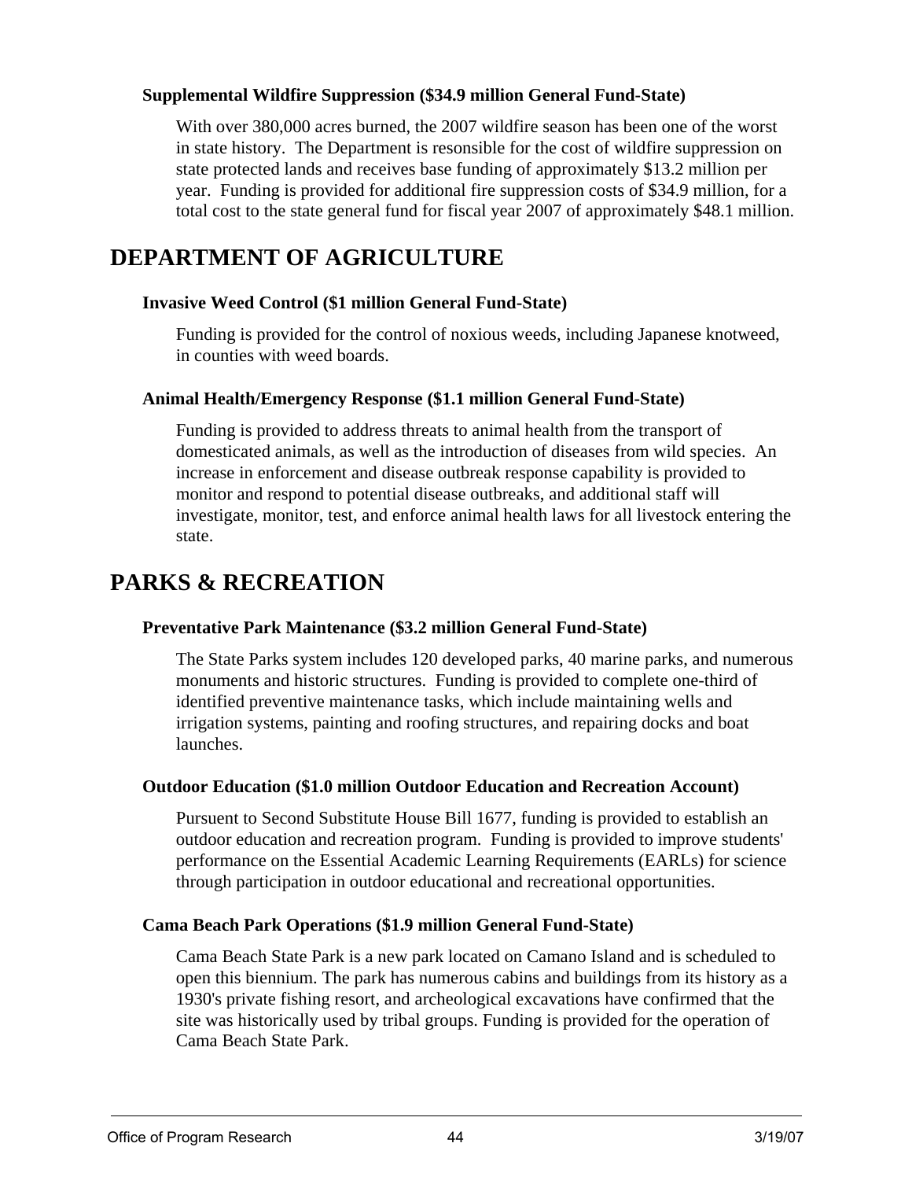**Supplemental Wildfire Suppression ($34.9 million General Fund-State)**

With over 380,000 acres burned, the 2007 wildfire season has been one of the worst in state history. The Department is resonsible for the cost of wildfire suppression on state protected lands and receives base funding of approximately $13.2 million per year. Funding is provided for additional fire suppression costs of $34.9 million, for a total cost to the state general fund for fiscal year 2007 of approximately $48.1 million.

# DEPARTMENT OF AGRICULTURE

**Invasive Weed Control ($1 million General Fund-State)**

Funding is provided for the control of noxious weeds, including Japanese knotweed, in counties with weed boards.

**Animal Health/Emergency Response ($1.1 million General Fund-State)**

Funding is provided to address threats to animal health from the transport of domesticated animals, as well as the introduction of diseases from wild species. An increase in enforcement and disease outbreak response capability is provided to monitor and respond to potential disease outbreaks, and additional staff will investigate, monitor, test, and enforce animal health laws for all livestock entering the state.

# PARKS & RECREATION

**Preventative Park Maintenance ($3.2 million General Fund-State)**

The State Parks system includes 120 developed parks, 40 marine parks, and numerous monuments and historic structures. Funding is provided to complete one-third of identified preventive maintenance tasks, which include maintaining wells and irrigation systems, painting and roofing structures, and repairing docks and boat launches.

**Outdoor Education ($1.0 million Outdoor Education and Recreation Account)**

Pursuent to Second Substitute House Bill 1677, funding is provided to establish an outdoor education and recreation program. Funding is provided to improve students' performance on the Essential Academic Learning Requirements (EARLs) for science through participation in outdoor educational and recreational opportunities.

**Cama Beach Park Operations ($1.9 million General Fund-State)**

Cama Beach State Park is a new park located on Camano Island and is scheduled to open this biennium. The park has numerous cabins and buildings from its history as a 1930's private fishing resort, and archeological excavations have confirmed that the site was historically used by tribal groups. Funding is provided for the operation of Cama Beach State Park.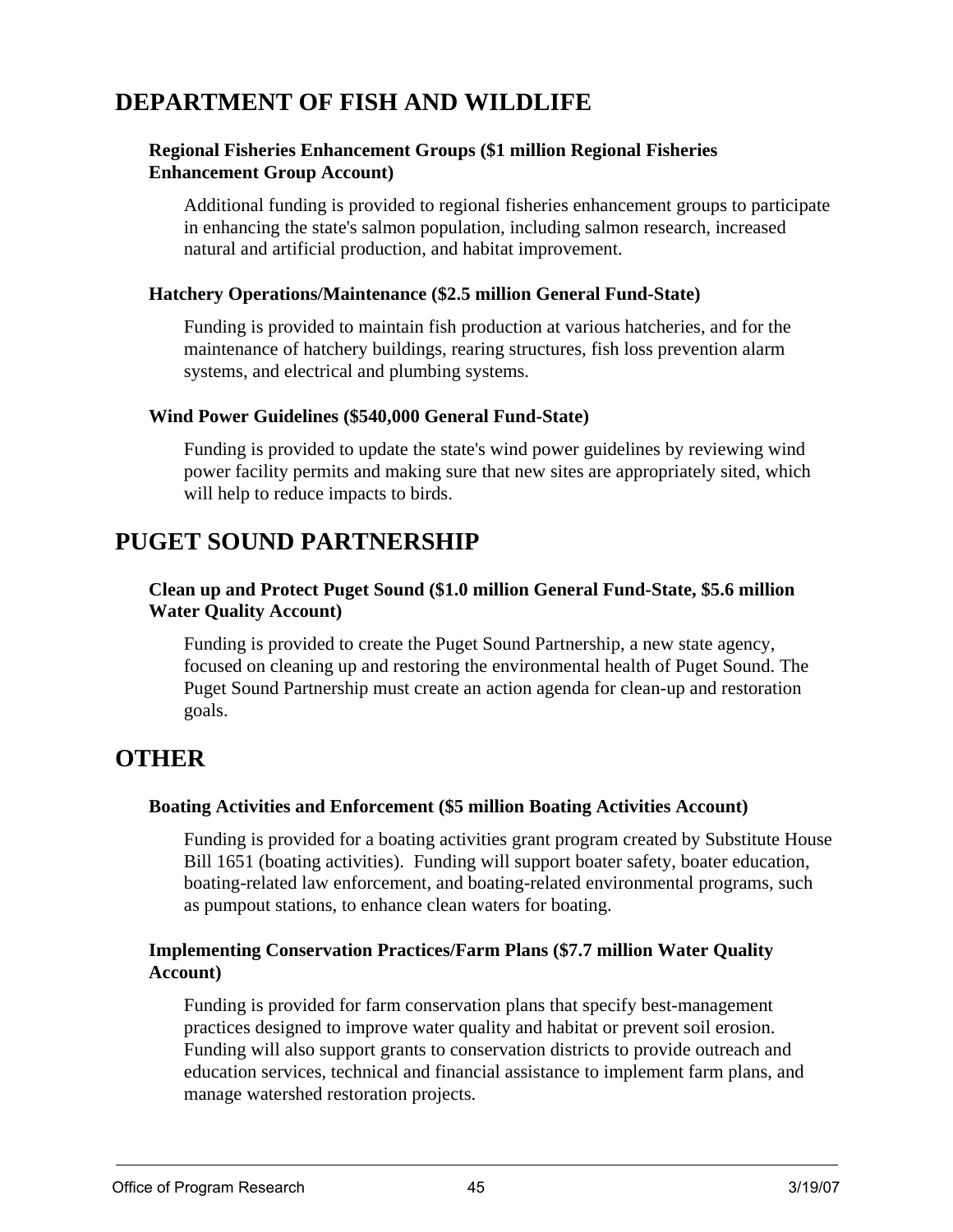## DEPARTMENT OF FISH AND WILDLIFE

### Regional Fisheries Enhancement Groups ($1 million Regional Fisheries Enhancement Group Account)

Additional funding is provided to regional fisheries enhancement groups to participate in enhancing the state's salmon population, including salmon research, increased natural and artificial production, and habitat improvement.

### Hatchery Operations/Maintenance ($2.5 million General Fund-State)

Funding is provided to maintain fish production at various hatcheries, and for the maintenance of hatchery buildings, rearing structures, fish loss prevention alarm systems, and electrical and plumbing systems.

### Wind Power Guidelines ($540,000 General Fund-State)

Funding is provided to update the state's wind power guidelines by reviewing wind power facility permits and making sure that new sites are appropriately sited, which will help to reduce impacts to birds.

## PUGET SOUND PARTNERSHIP

### Clean up and Protect Puget Sound ($1.0 million General Fund-State, $5.6 million Water Quality Account)

Funding is provided to create the Puget Sound Partnership, a new state agency, focused on cleaning up and restoring the environmental health of Puget Sound. The Puget Sound Partnership must create an action agenda for clean-up and restoration goals.

## OTHER

### Boating Activities and Enforcement ($5 million Boating Activities Account)

Funding is provided for a boating activities grant program created by Substitute House Bill 1651 (boating activities). Funding will support boater safety, boater education, boating-related law enforcement, and boating-related environmental programs, such as pumpout stations, to enhance clean waters for boating.

### Implementing Conservation Practices/Farm Plans ($7.7 million Water Quality Account)

Funding is provided for farm conservation plans that specify best-management practices designed to improve water quality and habitat or prevent soil erosion. Funding will also support grants to conservation districts to provide outreach and education services, technical and financial assistance to implement farm plans, and manage watershed restoration projects.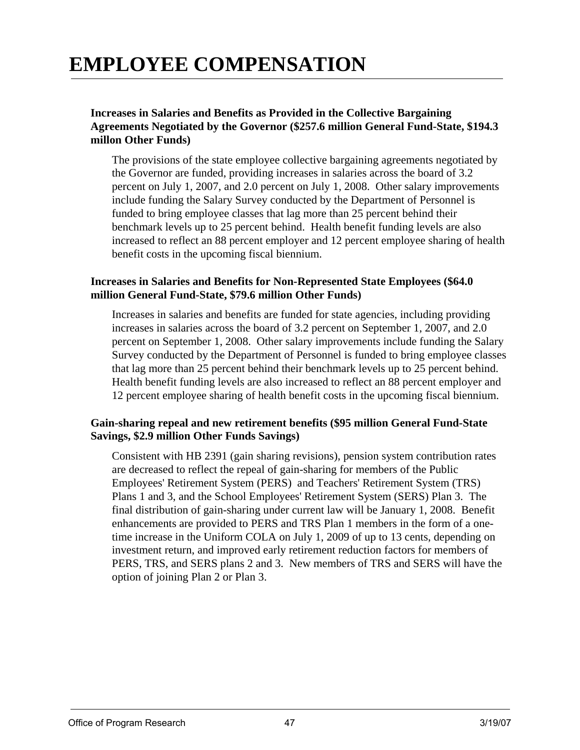# EMPLOYEE COMPENSATION

**Increases in Salaries and Benefits as Provided in the Collective Bargaining Agreements Negotiated by the Governor ($257.6 million General Fund-State, $194.3 millon Other Funds)**

The provisions of the state employee collective bargaining agreements negotiated by the Governor are funded, providing increases in salaries across the board of 3.2 percent on July 1, 2007, and 2.0 percent on July 1, 2008. Other salary improvements include funding the Salary Survey conducted by the Department of Personnel is funded to bring employee classes that lag more than 25 percent behind their benchmark levels up to 25 percent behind. Health benefit funding levels are also increased to reflect an 88 percent employer and 12 percent employee sharing of health benefit costs in the upcoming fiscal biennium.

**Increases in Salaries and Benefits for Non-Represented State Employees ($64.0 million General Fund-State, $79.6 million Other Funds)**

Increases in salaries and benefits are funded for state agencies, including providing increases in salaries across the board of 3.2 percent on September 1, 2007, and 2.0 percent on September 1, 2008. Other salary improvements include funding the Salary Survey conducted by the Department of Personnel is funded to bring employee classes that lag more than 25 percent behind their benchmark levels up to 25 percent behind. Health benefit funding levels are also increased to reflect an 88 percent employer and 12 percent employee sharing of health benefit costs in the upcoming fiscal biennium.

**Gain-sharing repeal and new retirement benefits ($95 million General Fund-State Savings, $2.9 million Other Funds Savings)**

Consistent with HB 2391 (gain sharing revisions), pension system contribution rates are decreased to reflect the repeal of gain-sharing for members of the Public Employees' Retirement System (PERS) and Teachers' Retirement System (TRS) Plans 1 and 3, and the School Employees' Retirement System (SERS) Plan 3. The final distribution of gain-sharing under current law will be January 1, 2008. Benefit enhancements are provided to PERS and TRS Plan 1 members in the form of a one-time increase in the Uniform COLA on July 1, 2009 of up to 13 cents, depending on investment return, and improved early retirement reduction factors for members of PERS, TRS, and SERS plans 2 and 3. New members of TRS and SERS will have the option of joining Plan 2 or Plan 3.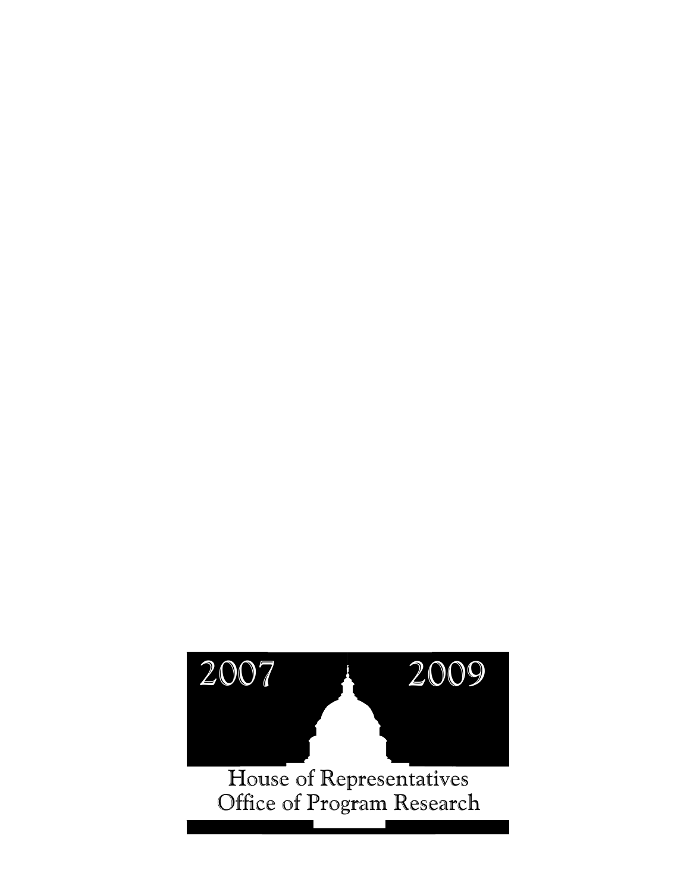2007 2009

House of Representatives
Office of Program Research